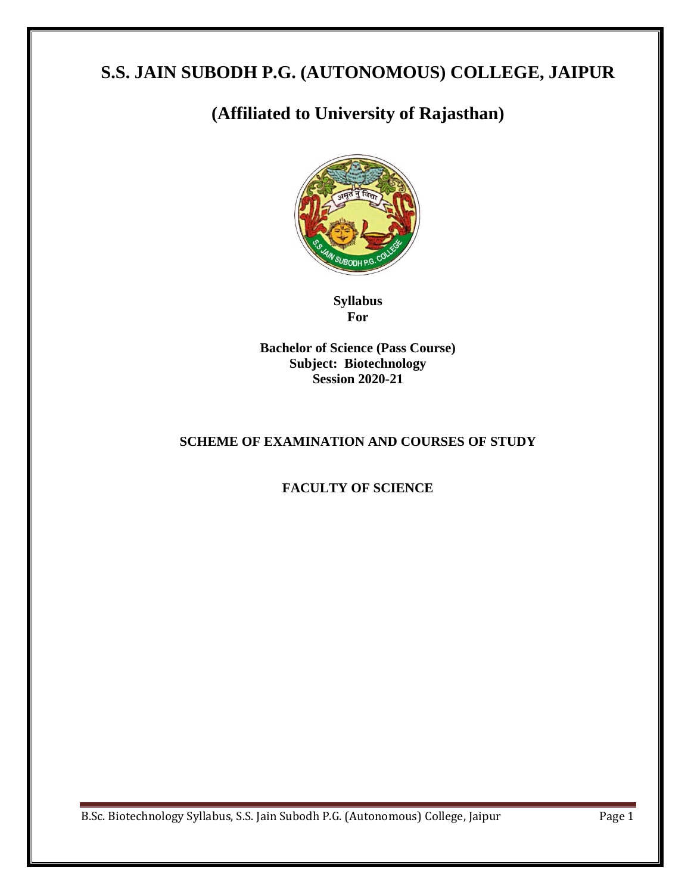# S.S. JAIN SUBODH P.G. (AUTONOMOUS) COLLEGE, JAIPUR

## (Affiliated to University of Rajasthan)

**Syllabus**
**For**

**Bachelor of Science (Pass Course)**
**Subject: Biotechnology**
**Session 2020-21**

### SCHEME OF EXAMINATION AND COURSES OF STUDY

### FACULTY OF SCIENCE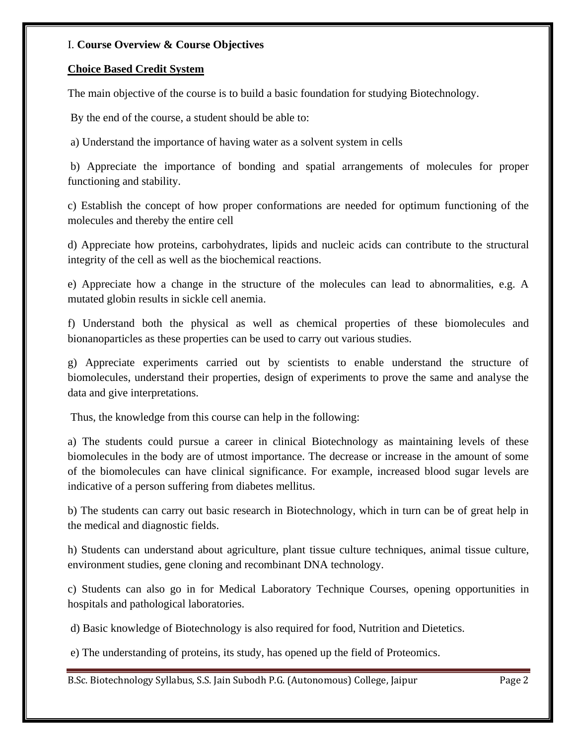I. **Course Overview & Course Objectives**

**<u>Choice Based Credit System</u>**

The main objective of the course is to build a basic foundation for studying Biotechnology.

By the end of the course, a student should be able to:

a) Understand the importance of having water as a solvent system in cells

b) Appreciate the importance of bonding and spatial arrangements of molecules for proper functioning and stability.

c) Establish the concept of how proper conformations are needed for optimum functioning of the molecules and thereby the entire cell

d) Appreciate how proteins, carbohydrates, lipids and nucleic acids can contribute to the structural integrity of the cell as well as the biochemical reactions.

e) Appreciate how a change in the structure of the molecules can lead to abnormalities, e.g. A mutated globin results in sickle cell anemia.

f) Understand both the physical as well as chemical properties of these biomolecules and bionanoparticles as these properties can be used to carry out various studies.

g) Appreciate experiments carried out by scientists to enable understand the structure of biomolecules, understand their properties, design of experiments to prove the same and analyse the data and give interpretations.

Thus, the knowledge from this course can help in the following:

a) The students could pursue a career in clinical Biotechnology as maintaining levels of these biomolecules in the body are of utmost importance. The decrease or increase in the amount of some of the biomolecules can have clinical significance. For example, increased blood sugar levels are indicative of a person suffering from diabetes mellitus.

b) The students can carry out basic research in Biotechnology, which in turn can be of great help in the medical and diagnostic fields.

h) Students can understand about agriculture, plant tissue culture techniques, animal tissue culture, environment studies, gene cloning and recombinant DNA technology.

c) Students can also go in for Medical Laboratory Technique Courses, opening opportunities in hospitals and pathological laboratories.

d) Basic knowledge of Biotechnology is also required for food, Nutrition and Dietetics.

e) The understanding of proteins, its study, has opened up the field of Proteomics.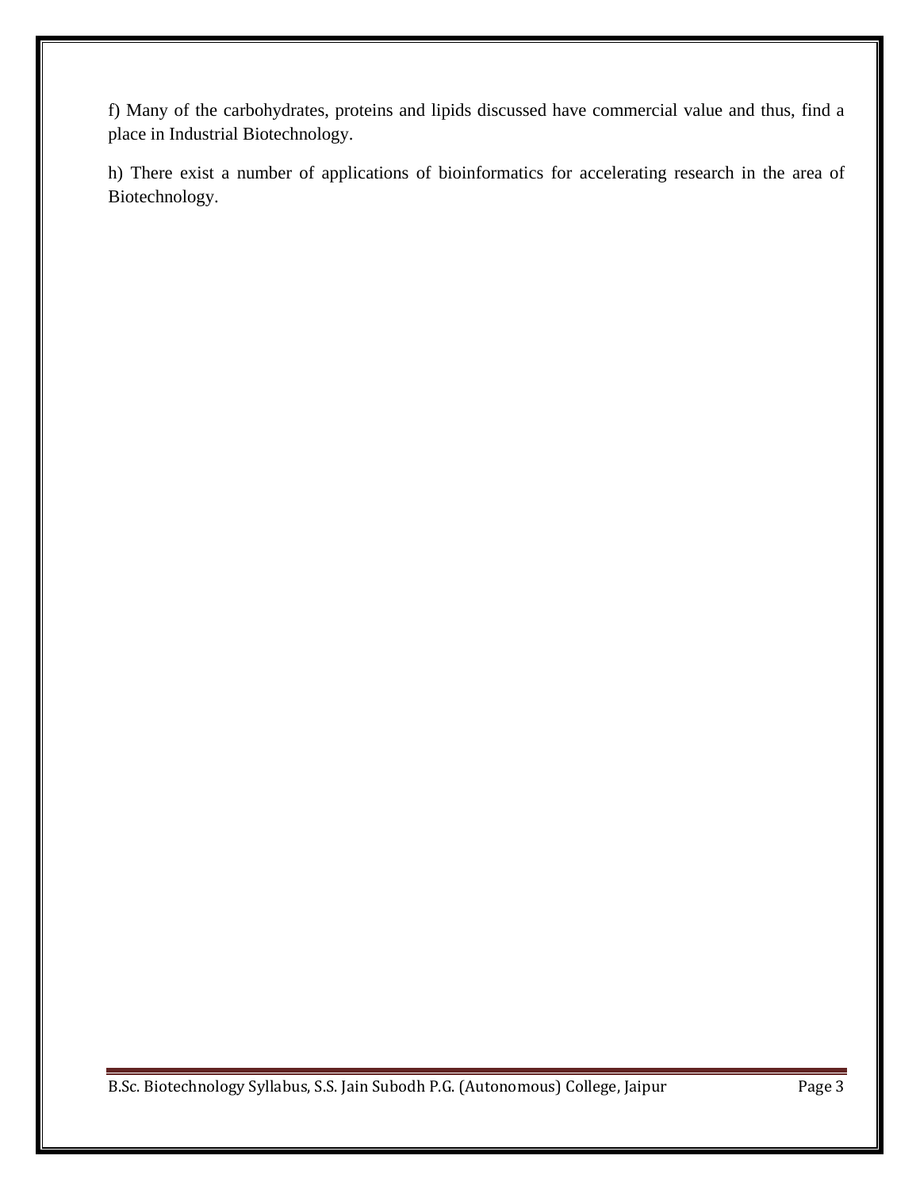f) Many of the carbohydrates, proteins and lipids discussed have commercial value and thus, find a place in Industrial Biotechnology.

h) There exist a number of applications of bioinformatics for accelerating research in the area of Biotechnology.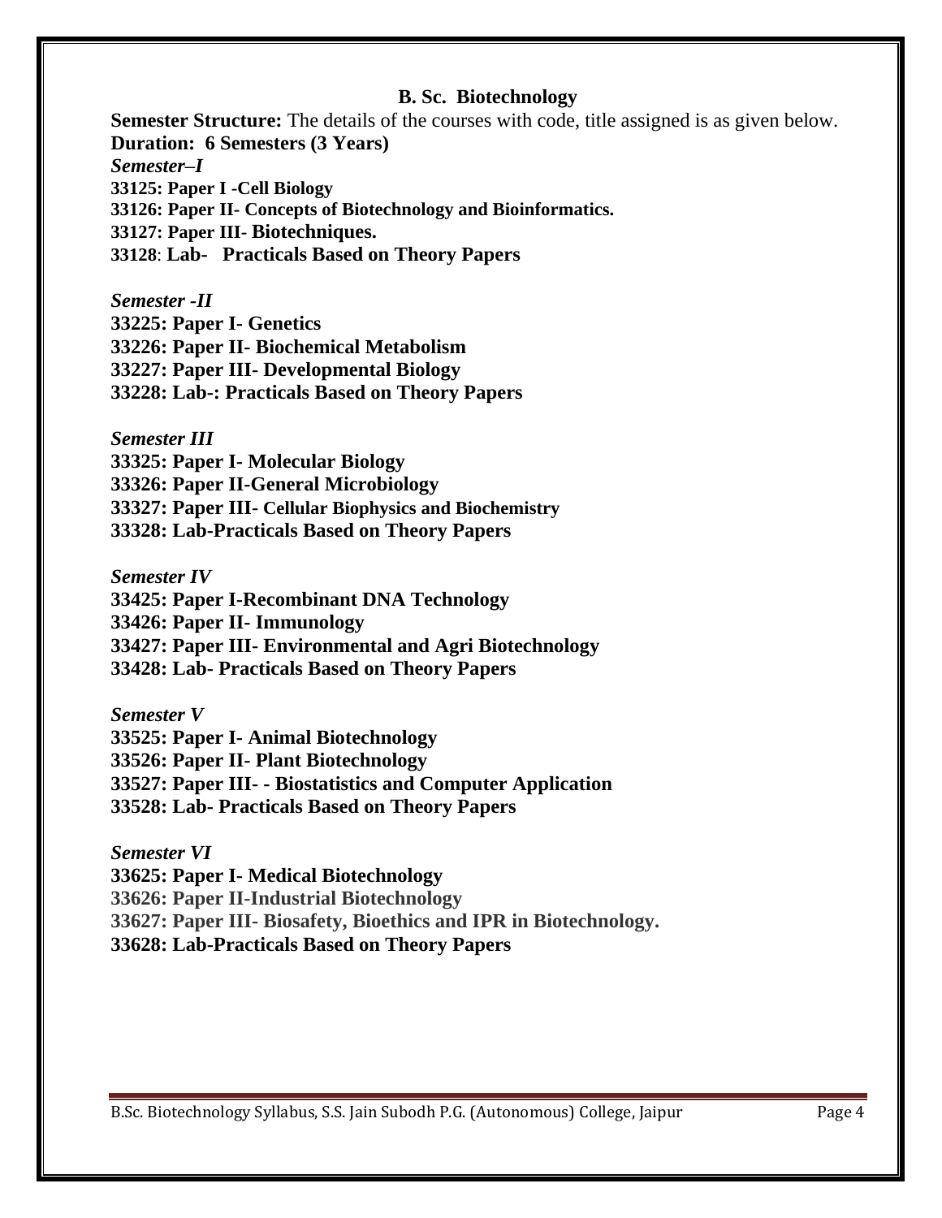## B. Sc. Biotechnology

**Semester Structure:** The details of the courses with code, title assigned is as given below.

**Duration: 6 Semesters (3 Years)**

***Semester–I***

**33125: Paper I -Cell Biology**
**33126: Paper II- Concepts of Biotechnology and Bioinformatics.**
**33127: Paper III- Biotechniques.**
**33128: Lab- Practicals Based on Theory Papers**

***Semester -II***

**33225: Paper I- Genetics**
**33226: Paper II- Biochemical Metabolism**
**33227: Paper III- Developmental Biology**
**33228: Lab-: Practicals Based on Theory Papers**

***Semester III***

**33325: Paper I- Molecular Biology**
**33326: Paper II-General Microbiology**
**33327: Paper III- Cellular Biophysics and Biochemistry**
**33328: Lab-Practicals Based on Theory Papers**

***Semester IV***

**33425: Paper I-Recombinant DNA Technology**
**33426: Paper II- Immunology**
**33427: Paper III- Environmental and Agri Biotechnology**
**33428: Lab- Practicals Based on Theory Papers**

***Semester V***

**33525: Paper I- Animal Biotechnology**
**33526: Paper II- Plant Biotechnology**
**33527: Paper III- - Biostatistics and Computer Application**
**33528: Lab- Practicals Based on Theory Papers**

***Semester VI***

**33625: Paper I- Medical Biotechnology**
**33626: Paper II-Industrial Biotechnology**
**33627: Paper III- Biosafety, Bioethics and IPR in Biotechnology.**
**33628: Lab-Practicals Based on Theory Papers**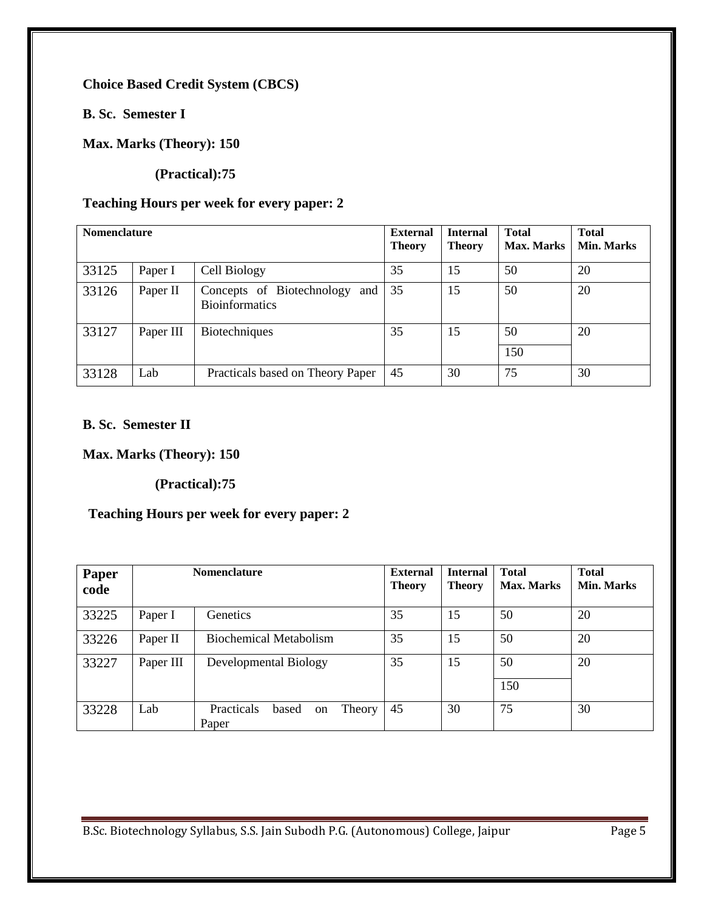**Choice Based Credit System (CBCS)**

**B. Sc. Semester I**

**Max. Marks (Theory): 150**

**(Practical):75**

**Teaching Hours per week for every paper: 2**

| Nomenclature | | | External Theory | Internal Theory | Total Max. Marks | Total Min. Marks |
|---|---|---|---|---|---|---|
| 33125 | Paper I | Cell Biology | 35 | 15 | 50 | 20 |
| 33126 | Paper II | Concepts of Biotechnology and Bioinformatics | 35 | 15 | 50 | 20 |
| 33127 | Paper III | Biotechniques | 35 | 15 | 50 | 20 |
| | | | | | 150 | |
| 33128 | Lab | Practicals based on Theory Paper | 45 | 30 | 75 | 30 |

**B. Sc. Semester II**

**Max. Marks (Theory): 150**

**(Practical):75**

**Teaching Hours per week for every paper: 2**

| Paper code | Nomenclature | | External Theory | Internal Theory | Total Max. Marks | Total Min. Marks |
|---|---|---|---|---|---|---|
| 33225 | Paper I | Genetics | 35 | 15 | 50 | 20 |
| 33226 | Paper II | Biochemical Metabolism | 35 | 15 | 50 | 20 |
| 33227 | Paper III | Developmental Biology | 35 | 15 | 50 | 20 |
| | | | | | 150 | |
| 33228 | Lab | Practicals based on Theory Paper | 45 | 30 | 75 | 30 |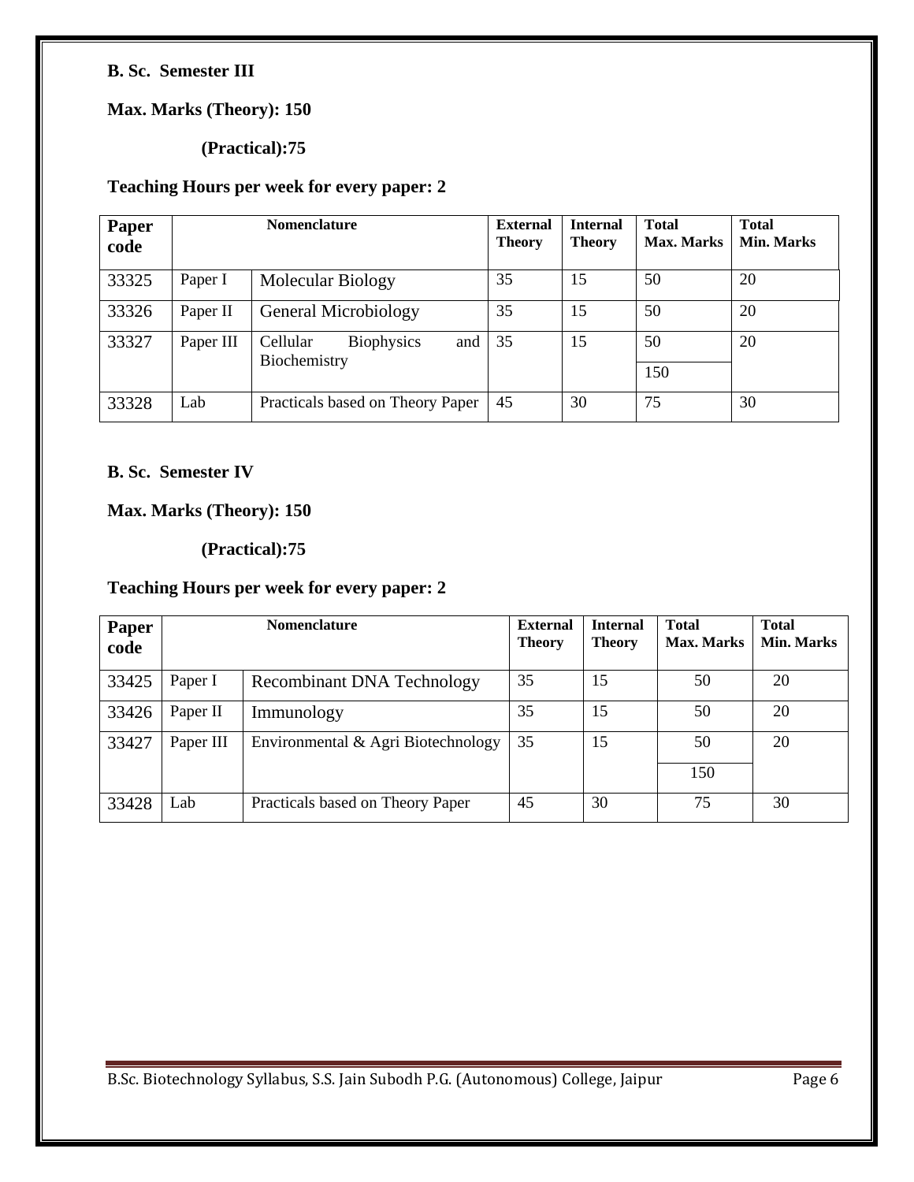**B. Sc. Semester III**

**Max. Marks (Theory): 150**

**(Practical):75**

**Teaching Hours per week for every paper: 2**

| Paper code | Nomenclature | | External Theory | Internal Theory | Total Max. Marks | Total Min. Marks |
|---|---|---|---|---|---|---|
| 33325 | Paper I | Molecular Biology | 35 | 15 | 50 | 20 |
| 33326 | Paper II | General Microbiology | 35 | 15 | 50 | 20 |
| 33327 | Paper III | Cellular Biophysics and Biochemistry | 35 | 15 | 50 | 20 |
| | | | | | 150 | |
| 33328 | Lab | Practicals based on Theory Paper | 45 | 30 | 75 | 30 |

**B. Sc. Semester IV**

**Max. Marks (Theory): 150**

**(Practical):75**

**Teaching Hours per week for every paper: 2**

| Paper code | Nomenclature | | External Theory | Internal Theory | Total Max. Marks | Total Min. Marks |
|---|---|---|---|---|---|---|
| 33425 | Paper I | Recombinant DNA Technology | 35 | 15 | 50 | 20 |
| 33426 | Paper II | Immunology | 35 | 15 | 50 | 20 |
| 33427 | Paper III | Environmental & Agri Biotechnology | 35 | 15 | 50 | 20 |
| | | | | | 150 | |
| 33428 | Lab | Practicals based on Theory Paper | 45 | 30 | 75 | 30 |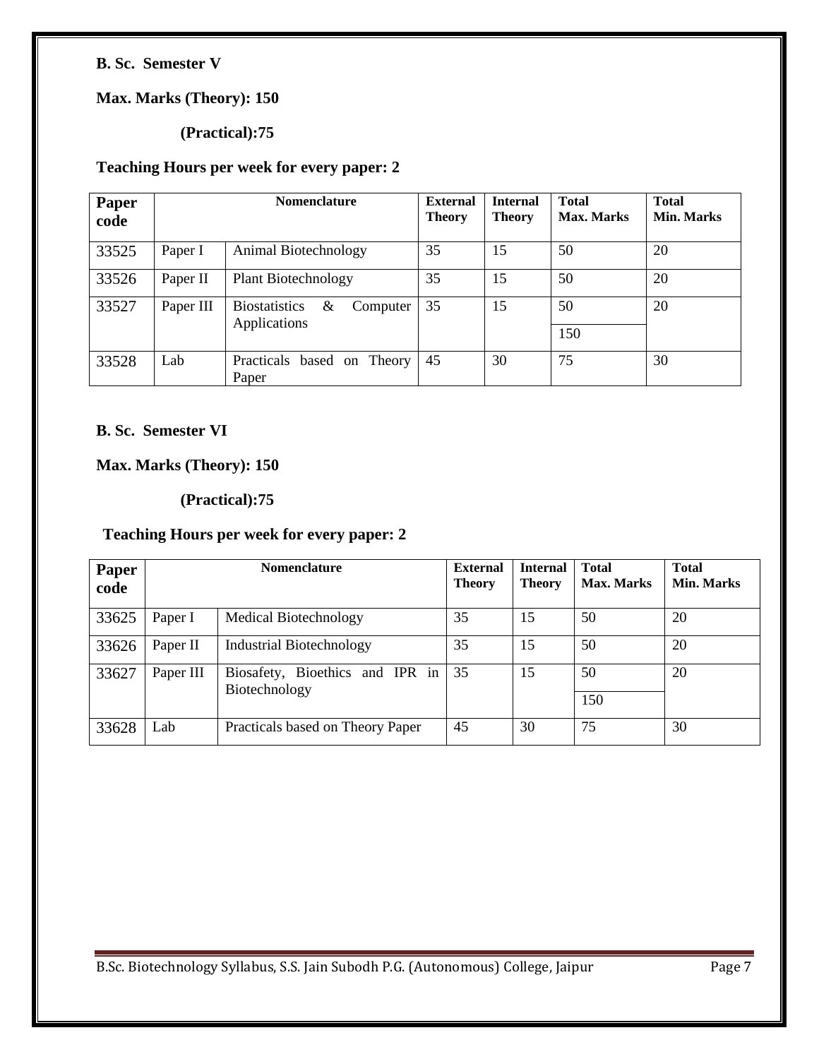**B. Sc. Semester V**

**Max. Marks (Theory): 150**

**(Practical):75**

**Teaching Hours per week for every paper: 2**

| Paper code | Nomenclature | | External Theory | Internal Theory | Total Max. Marks | Total Min. Marks |
|---|---|---|---|---|---|---|
| 33525 | Paper I | Animal Biotechnology | 35 | 15 | 50 | 20 |
| 33526 | Paper II | Plant Biotechnology | 35 | 15 | 50 | 20 |
| 33527 | Paper III | Biostatistics & Computer Applications | 35 | 15 | 50 | 20 |
| | | | | | 150 | |
| 33528 | Lab | Practicals based on Theory Paper | 45 | 30 | 75 | 30 |

**B. Sc. Semester VI**

**Max. Marks (Theory): 150**

**(Practical):75**

**Teaching Hours per week for every paper: 2**

| Paper code | Nomenclature | | External Theory | Internal Theory | Total Max. Marks | Total Min. Marks |
|---|---|---|---|---|---|---|
| 33625 | Paper I | Medical Biotechnology | 35 | 15 | 50 | 20 |
| 33626 | Paper II | Industrial Biotechnology | 35 | 15 | 50 | 20 |
| 33627 | Paper III | Biosafety, Bioethics and IPR in Biotechnology | 35 | 15 | 50 | 20 |
| | | | | | 150 | |
| 33628 | Lab | Practicals based on Theory Paper | 45 | 30 | 75 | 30 |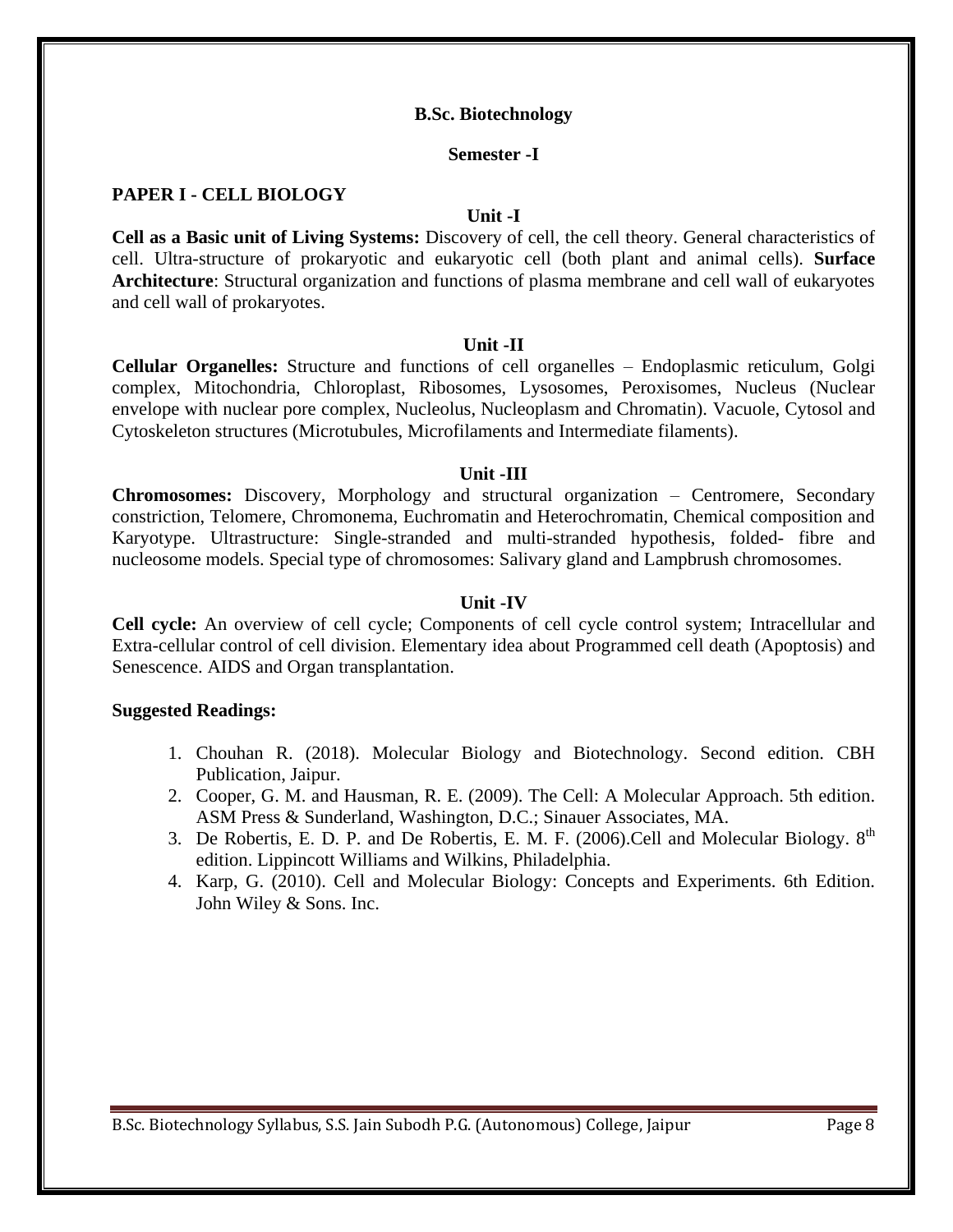**B.Sc. Biotechnology**

**Semester -I**

## PAPER I - CELL BIOLOGY

### Unit -I

**Cell as a Basic unit of Living Systems:** Discovery of cell, the cell theory. General characteristics of cell. Ultra-structure of prokaryotic and eukaryotic cell (both plant and animal cells). **Surface Architecture**: Structural organization and functions of plasma membrane and cell wall of eukaryotes and cell wall of prokaryotes.

### Unit -II

**Cellular Organelles:** Structure and functions of cell organelles – Endoplasmic reticulum, Golgi complex, Mitochondria, Chloroplast, Ribosomes, Lysosomes, Peroxisomes, Nucleus (Nuclear envelope with nuclear pore complex, Nucleolus, Nucleoplasm and Chromatin). Vacuole, Cytosol and Cytoskeleton structures (Microtubules, Microfilaments and Intermediate filaments).

### Unit -III

**Chromosomes:** Discovery, Morphology and structural organization – Centromere, Secondary constriction, Telomere, Chromonema, Euchromatin and Heterochromatin, Chemical composition and Karyotype. Ultrastructure: Single-stranded and multi-stranded hypothesis, folded- fibre and nucleosome models. Special type of chromosomes: Salivary gland and Lampbrush chromosomes.

### Unit -IV

**Cell cycle:** An overview of cell cycle; Components of cell cycle control system; Intracellular and Extra-cellular control of cell division. Elementary idea about Programmed cell death (Apoptosis) and Senescence. AIDS and Organ transplantation.

**Suggested Readings:**

1. Chouhan R. (2018). Molecular Biology and Biotechnology. Second edition. CBH Publication, Jaipur.
2. Cooper, G. M. and Hausman, R. E. (2009). The Cell: A Molecular Approach. 5th edition. ASM Press & Sunderland, Washington, D.C.; Sinauer Associates, MA.
3. De Robertis, E. D. P. and De Robertis, E. M. F. (2006).Cell and Molecular Biology. 8th edition. Lippincott Williams and Wilkins, Philadelphia.
4. Karp, G. (2010). Cell and Molecular Biology: Concepts and Experiments. 6th Edition. John Wiley & Sons. Inc.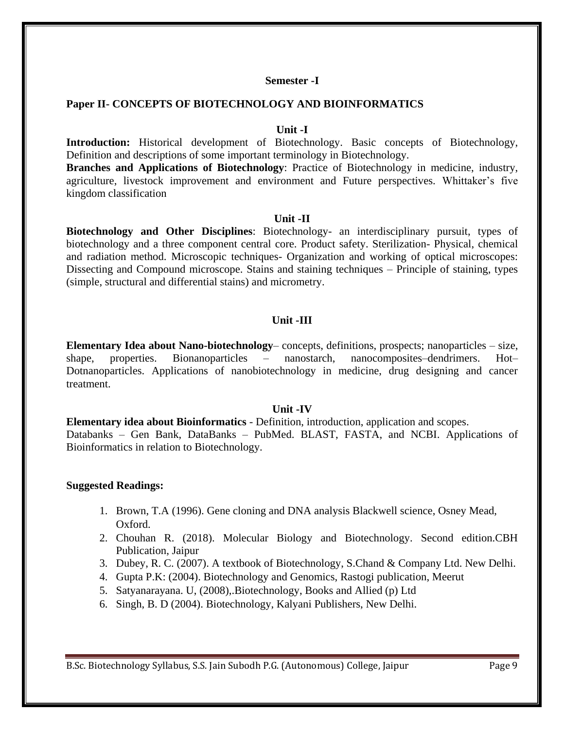**Semester -I**

## Paper II- CONCEPTS OF BIOTECHNOLOGY AND BIOINFORMATICS

### Unit -I

**Introduction:** Historical development of Biotechnology. Basic concepts of Biotechnology, Definition and descriptions of some important terminology in Biotechnology.

**Branches and Applications of Biotechnology**: Practice of Biotechnology in medicine, industry, agriculture, livestock improvement and environment and Future perspectives. Whittaker's five kingdom classification

### Unit -II

**Biotechnology and Other Disciplines**: Biotechnology- an interdisciplinary pursuit, types of biotechnology and a three component central core. Product safety. Sterilization- Physical, chemical and radiation method. Microscopic techniques- Organization and working of optical microscopes: Dissecting and Compound microscope. Stains and staining techniques – Principle of staining, types (simple, structural and differential stains) and micrometry.

### Unit -III

**Elementary Idea about Nano-biotechnology**– concepts, definitions, prospects; nanoparticles – size, shape, properties. Bionanoparticles – nanostarch, nanocomposites–dendrimers. Hot–Dotnanoparticles. Applications of nanobiotechnology in medicine, drug designing and cancer treatment.

### Unit -IV

**Elementary idea about Bioinformatics** - Definition, introduction, application and scopes.
Databanks – Gen Bank, DataBanks – PubMed. BLAST, FASTA, and NCBI. Applications of Bioinformatics in relation to Biotechnology.

**Suggested Readings:**

1. Brown, T.A (1996). Gene cloning and DNA analysis Blackwell science, Osney Mead, Oxford.
2. Chouhan R. (2018). Molecular Biology and Biotechnology. Second edition.CBH Publication, Jaipur
3. Dubey, R. C. (2007). A textbook of Biotechnology, S.Chand & Company Ltd. New Delhi.
4. Gupta P.K: (2004). Biotechnology and Genomics, Rastogi publication, Meerut
5. Satyanarayana. U, (2008),.Biotechnology, Books and Allied (p) Ltd
6. Singh, B. D (2004). Biotechnology, Kalyani Publishers, New Delhi.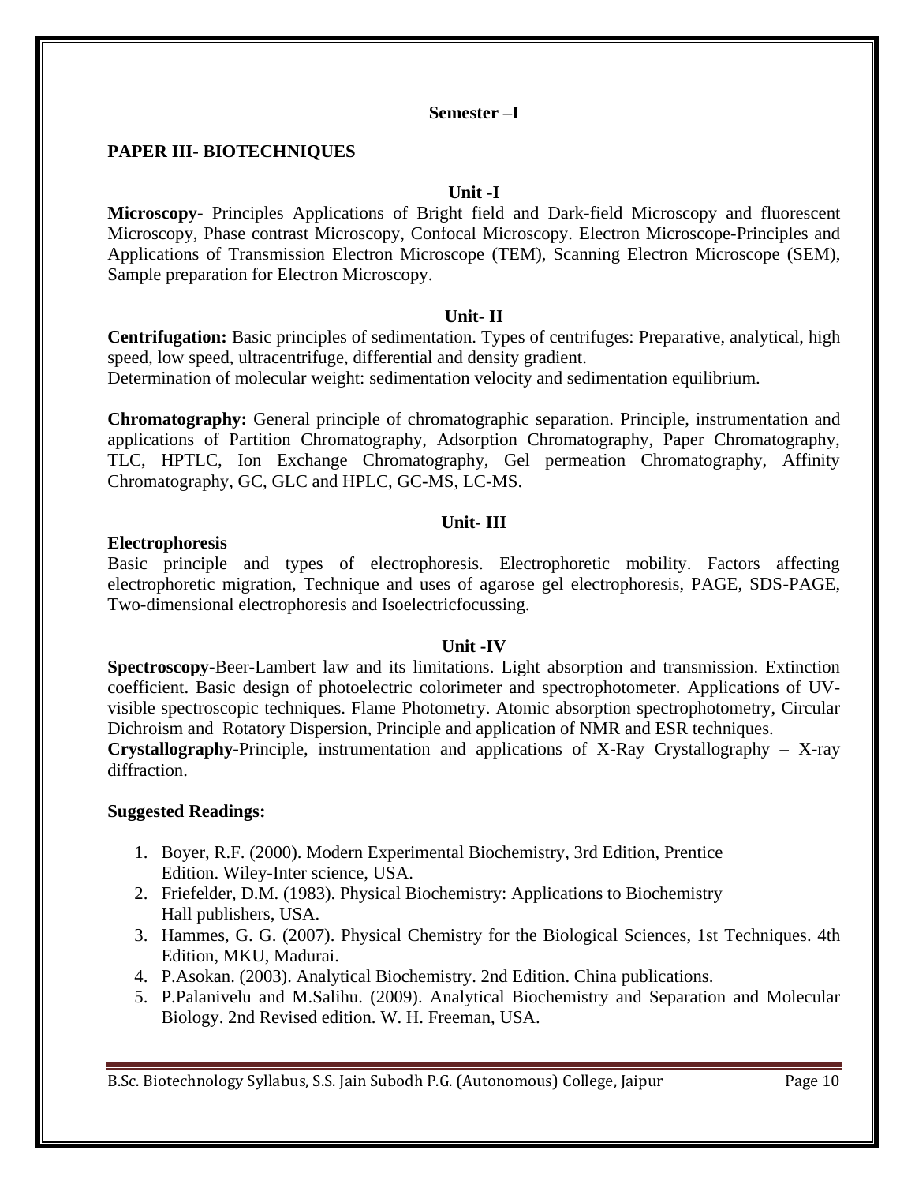**Semester –I**

## PAPER III- BIOTECHNIQUES

**Unit -I**

**Microscopy-** Principles Applications of Bright field and Dark-field Microscopy and fluorescent Microscopy, Phase contrast Microscopy, Confocal Microscopy. Electron Microscope-Principles and Applications of Transmission Electron Microscope (TEM), Scanning Electron Microscope (SEM), Sample preparation for Electron Microscopy.

**Unit- II**

**Centrifugation:** Basic principles of sedimentation. Types of centrifuges: Preparative, analytical, high speed, low speed, ultracentrifuge, differential and density gradient.
Determination of molecular weight: sedimentation velocity and sedimentation equilibrium.

**Chromatography:** General principle of chromatographic separation. Principle, instrumentation and applications of Partition Chromatography, Adsorption Chromatography, Paper Chromatography, TLC, HPTLC, Ion Exchange Chromatography, Gel permeation Chromatography, Affinity Chromatography, GC, GLC and HPLC, GC-MS, LC-MS.

**Unit- III**

**Electrophoresis**

Basic principle and types of electrophoresis. Electrophoretic mobility. Factors affecting electrophoretic migration, Technique and uses of agarose gel electrophoresis, PAGE, SDS-PAGE, Two-dimensional electrophoresis and Isoelectricfocussing.

**Unit -IV**

**Spectroscopy-**Beer-Lambert law and its limitations. Light absorption and transmission. Extinction coefficient. Basic design of photoelectric colorimeter and spectrophotometer. Applications of UV-visible spectroscopic techniques. Flame Photometry. Atomic absorption spectrophotometry, Circular Dichroism and Rotatory Dispersion, Principle and application of NMR and ESR techniques.
**Crystallography-**Principle, instrumentation and applications of X-Ray Crystallography – X-ray diffraction.

**Suggested Readings:**

1. Boyer, R.F. (2000). Modern Experimental Biochemistry, 3rd Edition, Prentice Edition. Wiley-Inter science, USA.
2. Friefelder, D.M. (1983). Physical Biochemistry: Applications to Biochemistry Hall publishers, USA.
3. Hammes, G. G. (2007). Physical Chemistry for the Biological Sciences, 1st Techniques. 4th Edition, MKU, Madurai.
4. P.Asokan. (2003). Analytical Biochemistry. 2nd Edition. China publications.
5. P.Palanivelu and M.Salihu. (2009). Analytical Biochemistry and Separation and Molecular Biology. 2nd Revised edition. W. H. Freeman, USA.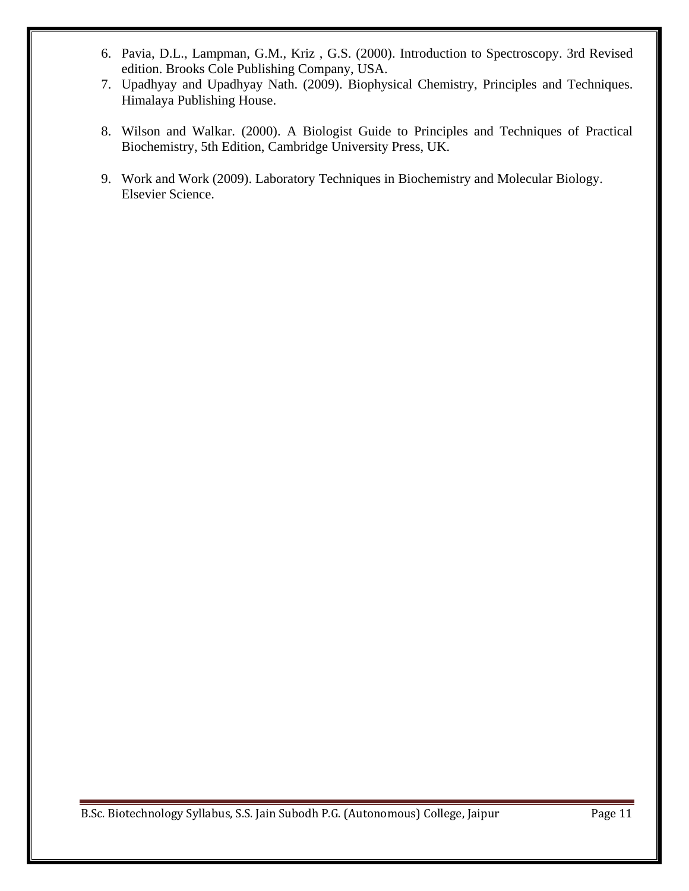6. Pavia, D.L., Lampman, G.M., Kriz , G.S. (2000). Introduction to Spectroscopy. 3rd Revised edition. Brooks Cole Publishing Company, USA.
7. Upadhyay and Upadhyay Nath. (2009). Biophysical Chemistry, Principles and Techniques. Himalaya Publishing House.
8. Wilson and Walkar. (2000). A Biologist Guide to Principles and Techniques of Practical Biochemistry, 5th Edition, Cambridge University Press, UK.
9. Work and Work (2009). Laboratory Techniques in Biochemistry and Molecular Biology. Elsevier Science.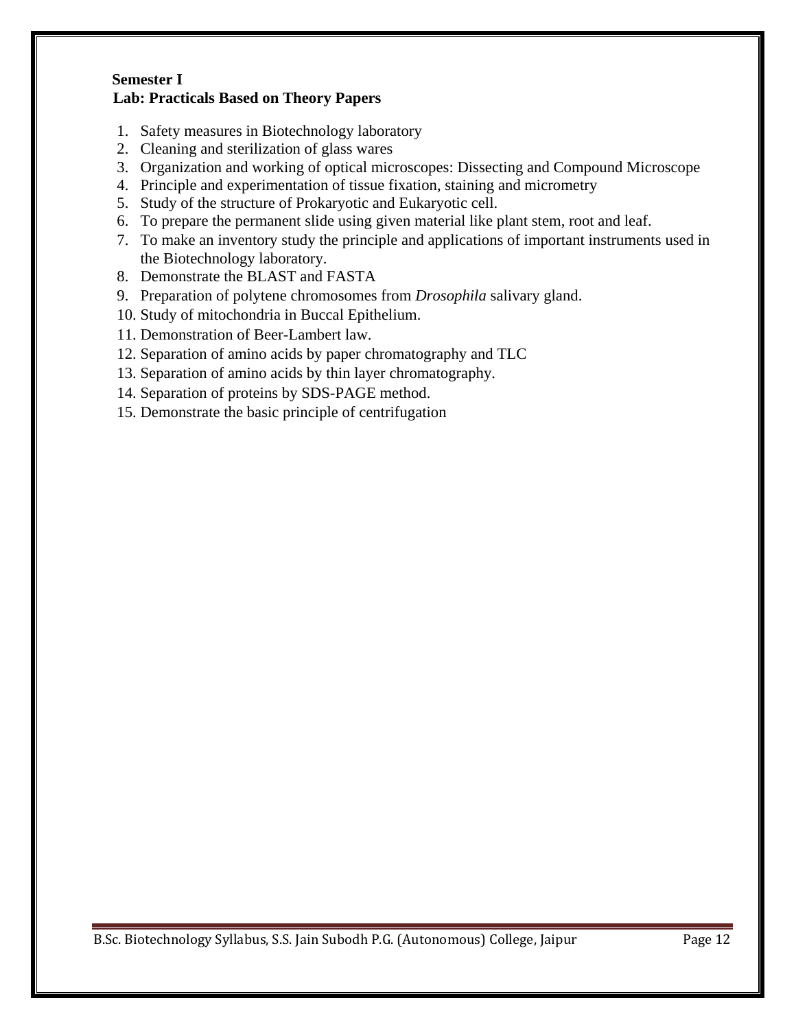**Semester I**

**Lab: Practicals Based on Theory Papers**

1. Safety measures in Biotechnology laboratory
2. Cleaning and sterilization of glass wares
3. Organization and working of optical microscopes: Dissecting and Compound Microscope
4. Principle and experimentation of tissue fixation, staining and micrometry
5. Study of the structure of Prokaryotic and Eukaryotic cell.
6. To prepare the permanent slide using given material like plant stem, root and leaf.
7. To make an inventory study the principle and applications of important instruments used in the Biotechnology laboratory.
8. Demonstrate the BLAST and FASTA
9. Preparation of polytene chromosomes from *Drosophila* salivary gland.
10. Study of mitochondria in Buccal Epithelium.
11. Demonstration of Beer-Lambert law.
12. Separation of amino acids by paper chromatography and TLC
13. Separation of amino acids by thin layer chromatography.
14. Separation of proteins by SDS-PAGE method.
15. Demonstrate the basic principle of centrifugation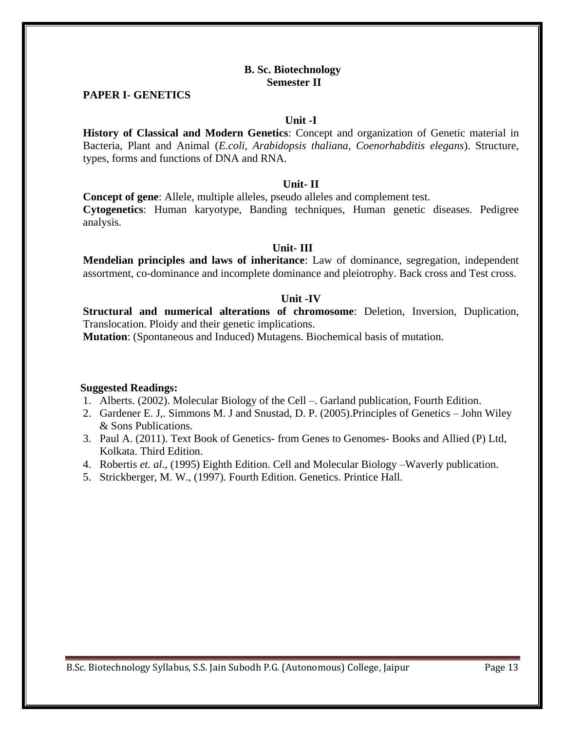**B. Sc. Biotechnology**
**Semester II**

## PAPER I- GENETICS

### Unit -I

**History of Classical and Modern Genetics**: Concept and organization of Genetic material in Bacteria, Plant and Animal (*E.coli*, *Arabidopsis thaliana*, *Coenorhabditis elegans*). Structure, types, forms and functions of DNA and RNA.

### Unit- II

**Concept of gene**: Allele, multiple alleles, pseudo alleles and complement test.
**Cytogenetics**: Human karyotype, Banding techniques, Human genetic diseases. Pedigree analysis.

### Unit- III

**Mendelian principles and laws of inheritance**: Law of dominance, segregation, independent assortment, co-dominance and incomplete dominance and pleiotrophy. Back cross and Test cross.

### Unit -IV

**Structural and numerical alterations of chromosome**: Deletion, Inversion, Duplication, Translocation. Ploidy and their genetic implications.
**Mutation**: (Spontaneous and Induced) Mutagens. Biochemical basis of mutation.

**Suggested Readings:**

1. Alberts. (2002). Molecular Biology of the Cell –. Garland publication, Fourth Edition.
2. Gardener E. J,. Simmons M. J and Snustad, D. P. (2005).Principles of Genetics – John Wiley & Sons Publications.
3. Paul A. (2011). Text Book of Genetics- from Genes to Genomes- Books and Allied (P) Ltd, Kolkata. Third Edition.
4. Robertis *et. al*., (1995) Eighth Edition. Cell and Molecular Biology –Waverly publication.
5. Strickberger, M. W., (1997). Fourth Edition. Genetics. Printice Hall.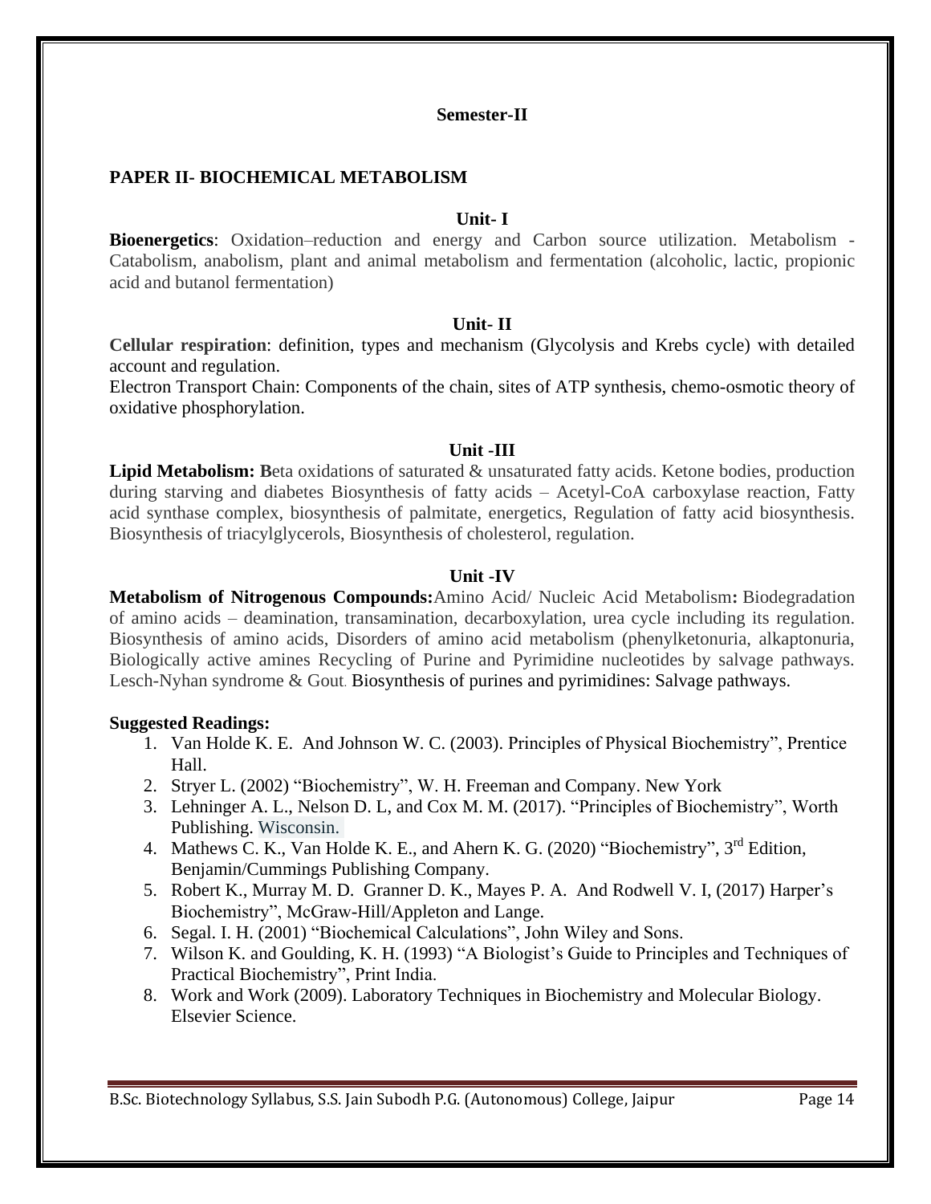### Semester-II

## PAPER II- BIOCHEMICAL METABOLISM

### Unit- I

**Bioenergetics**: Oxidation–reduction and energy and Carbon source utilization. Metabolism - Catabolism, anabolism, plant and animal metabolism and fermentation (alcoholic, lactic, propionic acid and butanol fermentation)

### Unit- II

**Cellular respiration**: definition, types and mechanism (Glycolysis and Krebs cycle) with detailed account and regulation.

Electron Transport Chain: Components of the chain, sites of ATP synthesis, chemo-osmotic theory of oxidative phosphorylation.

### Unit -III

**Lipid Metabolism: B**eta oxidations of saturated & unsaturated fatty acids. Ketone bodies, production during starving and diabetes Biosynthesis of fatty acids – Acetyl-CoA carboxylase reaction, Fatty acid synthase complex, biosynthesis of palmitate, energetics, Regulation of fatty acid biosynthesis. Biosynthesis of triacylglycerols, Biosynthesis of cholesterol, regulation.

### Unit -IV

**Metabolism of Nitrogenous Compounds:** Amino Acid/ Nucleic Acid Metabolism**:** Biodegradation of amino acids – deamination, transamination, decarboxylation, urea cycle including its regulation. Biosynthesis of amino acids, Disorders of amino acid metabolism (phenylketonuria, alkaptonuria, Biologically active amines Recycling of Purine and Pyrimidine nucleotides by salvage pathways. Lesch-Nyhan syndrome & Gout. Biosynthesis of purines and pyrimidines: Salvage pathways.

**Suggested Readings:**

1. Van Holde K. E. And Johnson W. C. (2003). Principles of Physical Biochemistry", Prentice Hall.
2. Stryer L. (2002) "Biochemistry", W. H. Freeman and Company. New York
3. Lehninger A. L., Nelson D. L, and Cox M. M. (2017). "Principles of Biochemistry", Worth Publishing. Wisconsin.
4. Mathews C. K., Van Holde K. E., and Ahern K. G. (2020) "Biochemistry", 3rd Edition, Benjamin/Cummings Publishing Company.
5. Robert K., Murray M. D. Granner D. K., Mayes P. A. And Rodwell V. I, (2017) Harper's Biochemistry", McGraw-Hill/Appleton and Lange.
6. Segal. I. H. (2001) "Biochemical Calculations", John Wiley and Sons.
7. Wilson K. and Goulding, K. H. (1993) "A Biologist's Guide to Principles and Techniques of Practical Biochemistry", Print India.
8. Work and Work (2009). Laboratory Techniques in Biochemistry and Molecular Biology. Elsevier Science.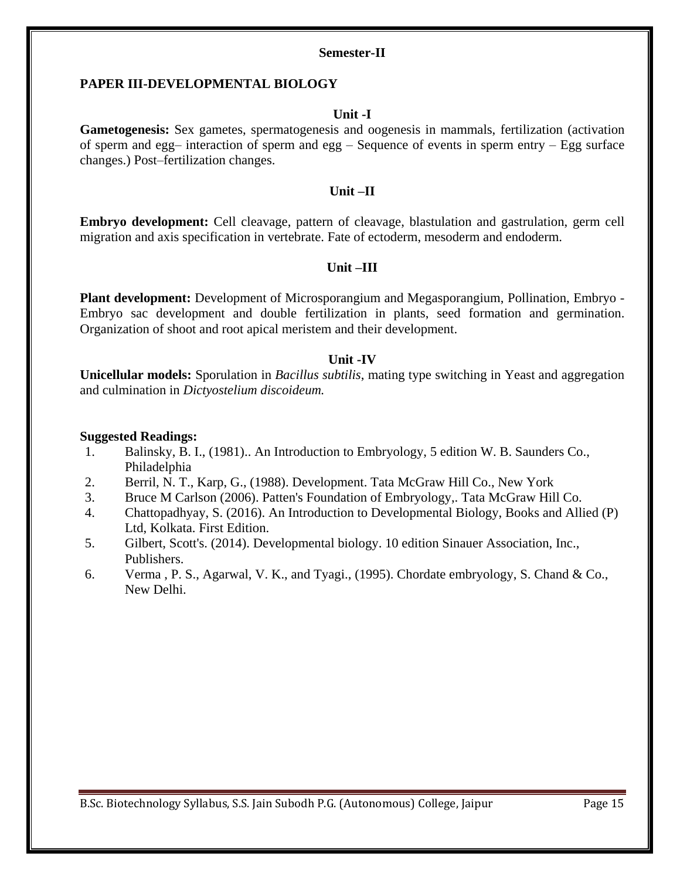**Semester-II**

## PAPER III-DEVELOPMENTAL BIOLOGY

### Unit -I

**Gametogenesis:** Sex gametes, spermatogenesis and oogenesis in mammals, fertilization (activation of sperm and egg– interaction of sperm and egg – Sequence of events in sperm entry – Egg surface changes.) Post–fertilization changes.

### Unit –II

**Embryo development:** Cell cleavage, pattern of cleavage, blastulation and gastrulation, germ cell migration and axis specification in vertebrate. Fate of ectoderm, mesoderm and endoderm.

### Unit –III

**Plant development:** Development of Microsporangium and Megasporangium, Pollination, Embryo - Embryo sac development and double fertilization in plants, seed formation and germination. Organization of shoot and root apical meristem and their development.

### Unit -IV

**Unicellular models:** Sporulation in *Bacillus subtilis*, mating type switching in Yeast and aggregation and culmination in *Dictyostelium discoideum.*

**Suggested Readings:**

1. Balinsky, B. I., (1981).. An Introduction to Embryology, 5 edition W. B. Saunders Co., Philadelphia
2. Berril, N. T., Karp, G., (1988). Development. Tata McGraw Hill Co., New York
3. Bruce M Carlson (2006). Patten's Foundation of Embryology,. Tata McGraw Hill Co.
4. Chattopadhyay, S. (2016). An Introduction to Developmental Biology, Books and Allied (P) Ltd, Kolkata. First Edition.
5. Gilbert, Scott's. (2014). Developmental biology. 10 edition Sinauer Association, Inc., Publishers.
6. Verma , P. S., Agarwal, V. K., and Tyagi., (1995). Chordate embryology, S. Chand & Co., New Delhi.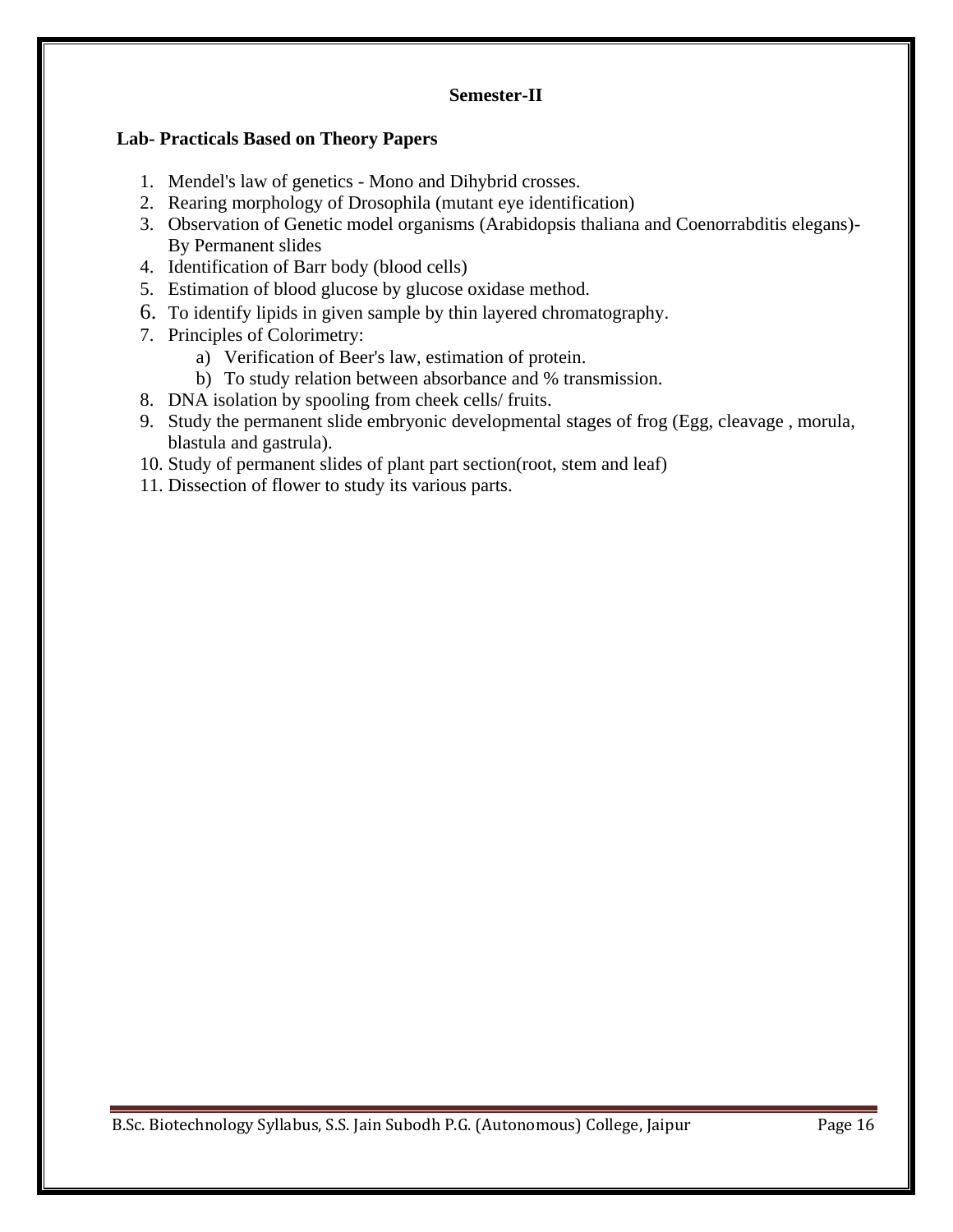**Semester-II**

**Lab- Practicals Based on Theory Papers**

1. Mendel's law of genetics - Mono and Dihybrid crosses.
2. Rearing morphology of Drosophila (mutant eye identification)
3. Observation of Genetic model organisms (Arabidopsis thaliana and Coenorrabditis elegans)- By Permanent slides
4. Identification of Barr body (blood cells)
5. Estimation of blood glucose by glucose oxidase method.
6. To identify lipids in given sample by thin layered chromatography.
7. Principles of Colorimetry:
   a) Verification of Beer's law, estimation of protein.
   b) To study relation between absorbance and % transmission.
8. DNA isolation by spooling from cheek cells/ fruits.
9. Study the permanent slide embryonic developmental stages of frog (Egg, cleavage , morula, blastula and gastrula).
10. Study of permanent slides of plant part section(root, stem and leaf)
11. Dissection of flower to study its various parts.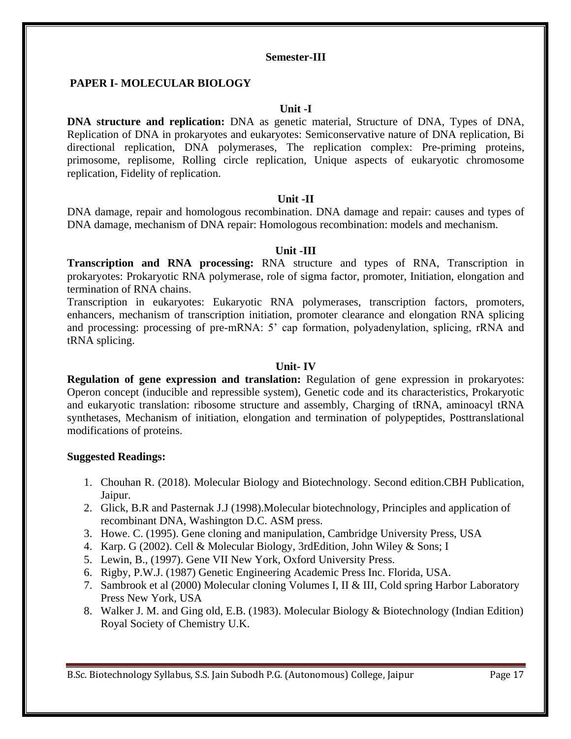## Semester-III

### PAPER I- MOLECULAR BIOLOGY

#### Unit -I

**DNA structure and replication:** DNA as genetic material, Structure of DNA, Types of DNA, Replication of DNA in prokaryotes and eukaryotes: Semiconservative nature of DNA replication, Bi directional replication, DNA polymerases, The replication complex: Pre-priming proteins, primosome, replisome, Rolling circle replication, Unique aspects of eukaryotic chromosome replication, Fidelity of replication.

#### Unit -II

DNA damage, repair and homologous recombination. DNA damage and repair: causes and types of DNA damage, mechanism of DNA repair: Homologous recombination: models and mechanism.

#### Unit -III

**Transcription and RNA processing:** RNA structure and types of RNA, Transcription in prokaryotes: Prokaryotic RNA polymerase, role of sigma factor, promoter, Initiation, elongation and termination of RNA chains.

Transcription in eukaryotes: Eukaryotic RNA polymerases, transcription factors, promoters, enhancers, mechanism of transcription initiation, promoter clearance and elongation RNA splicing and processing: processing of pre-mRNA: 5' cap formation, polyadenylation, splicing, rRNA and tRNA splicing.

#### Unit- IV

**Regulation of gene expression and translation:** Regulation of gene expression in prokaryotes: Operon concept (inducible and repressible system), Genetic code and its characteristics, Prokaryotic and eukaryotic translation: ribosome structure and assembly, Charging of tRNA, aminoacyl tRNA synthetases, Mechanism of initiation, elongation and termination of polypeptides, Posttranslational modifications of proteins.

**Suggested Readings:**

1. Chouhan R. (2018). Molecular Biology and Biotechnology. Second edition.CBH Publication, Jaipur.
2. Glick, B.R and Pasternak J.J (1998).Molecular biotechnology, Principles and application of recombinant DNA, Washington D.C. ASM press.
3. Howe. C. (1995). Gene cloning and manipulation, Cambridge University Press, USA
4. Karp. G (2002). Cell & Molecular Biology, 3rdEdition, John Wiley & Sons; I
5. Lewin, B., (1997). Gene VII New York, Oxford University Press.
6. Rigby, P.W.J. (1987) Genetic Engineering Academic Press Inc. Florida, USA.
7. Sambrook et al (2000) Molecular cloning Volumes I, II & III, Cold spring Harbor Laboratory Press New York, USA
8. Walker J. M. and Ging old, E.B. (1983). Molecular Biology & Biotechnology (Indian Edition) Royal Society of Chemistry U.K.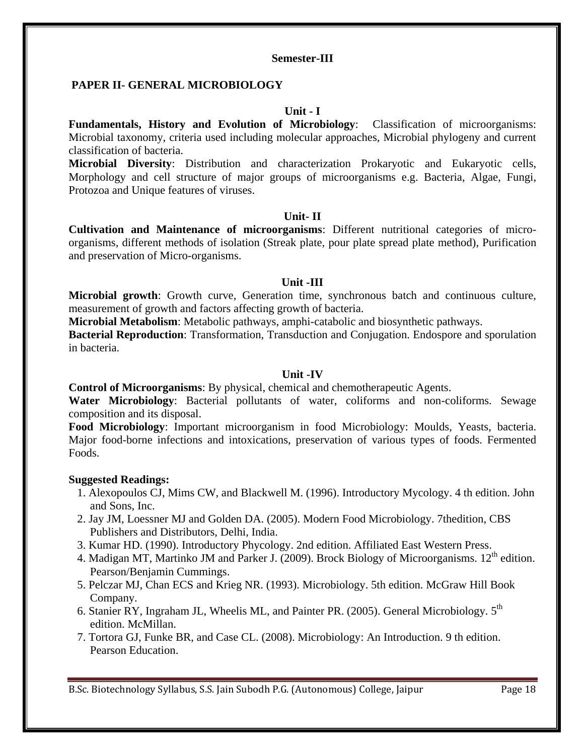**Semester-III**

## PAPER II- GENERAL MICROBIOLOGY

### Unit - I

**Fundamentals, History and Evolution of Microbiology**: Classification of microorganisms: Microbial taxonomy, criteria used including molecular approaches, Microbial phylogeny and current classification of bacteria.

**Microbial Diversity**: Distribution and characterization Prokaryotic and Eukaryotic cells, Morphology and cell structure of major groups of microorganisms e.g. Bacteria, Algae, Fungi, Protozoa and Unique features of viruses.

### Unit- II

**Cultivation and Maintenance of microorganisms**: Different nutritional categories of micro-organisms, different methods of isolation (Streak plate, pour plate spread plate method), Purification and preservation of Micro-organisms.

### Unit -III

**Microbial growth**: Growth curve, Generation time, synchronous batch and continuous culture, measurement of growth and factors affecting growth of bacteria.

**Microbial Metabolism**: Metabolic pathways, amphi-catabolic and biosynthetic pathways.

**Bacterial Reproduction**: Transformation, Transduction and Conjugation. Endospore and sporulation in bacteria.

### Unit -IV

**Control of Microorganisms**: By physical, chemical and chemotherapeutic Agents.

**Water Microbiology**: Bacterial pollutants of water, coliforms and non-coliforms. Sewage composition and its disposal.

**Food Microbiology**: Important microorganism in food Microbiology: Moulds, Yeasts, bacteria. Major food-borne infections and intoxications, preservation of various types of foods. Fermented Foods.

**Suggested Readings:**

1. Alexopoulos CJ, Mims CW, and Blackwell M. (1996). Introductory Mycology. 4 th edition. John and Sons, Inc.
2. Jay JM, Loessner MJ and Golden DA. (2005). Modern Food Microbiology. 7thedition, CBS Publishers and Distributors, Delhi, India.
3. Kumar HD. (1990). Introductory Phycology. 2nd edition. Affiliated East Western Press.
4. Madigan MT, Martinko JM and Parker J. (2009). Brock Biology of Microorganisms. 12th edition. Pearson/Benjamin Cummings.
5. Pelczar MJ, Chan ECS and Krieg NR. (1993). Microbiology. 5th edition. McGraw Hill Book Company.
6. Stanier RY, Ingraham JL, Wheelis ML, and Painter PR. (2005). General Microbiology. 5th edition. McMillan.
7. Tortora GJ, Funke BR, and Case CL. (2008). Microbiology: An Introduction. 9 th edition. Pearson Education.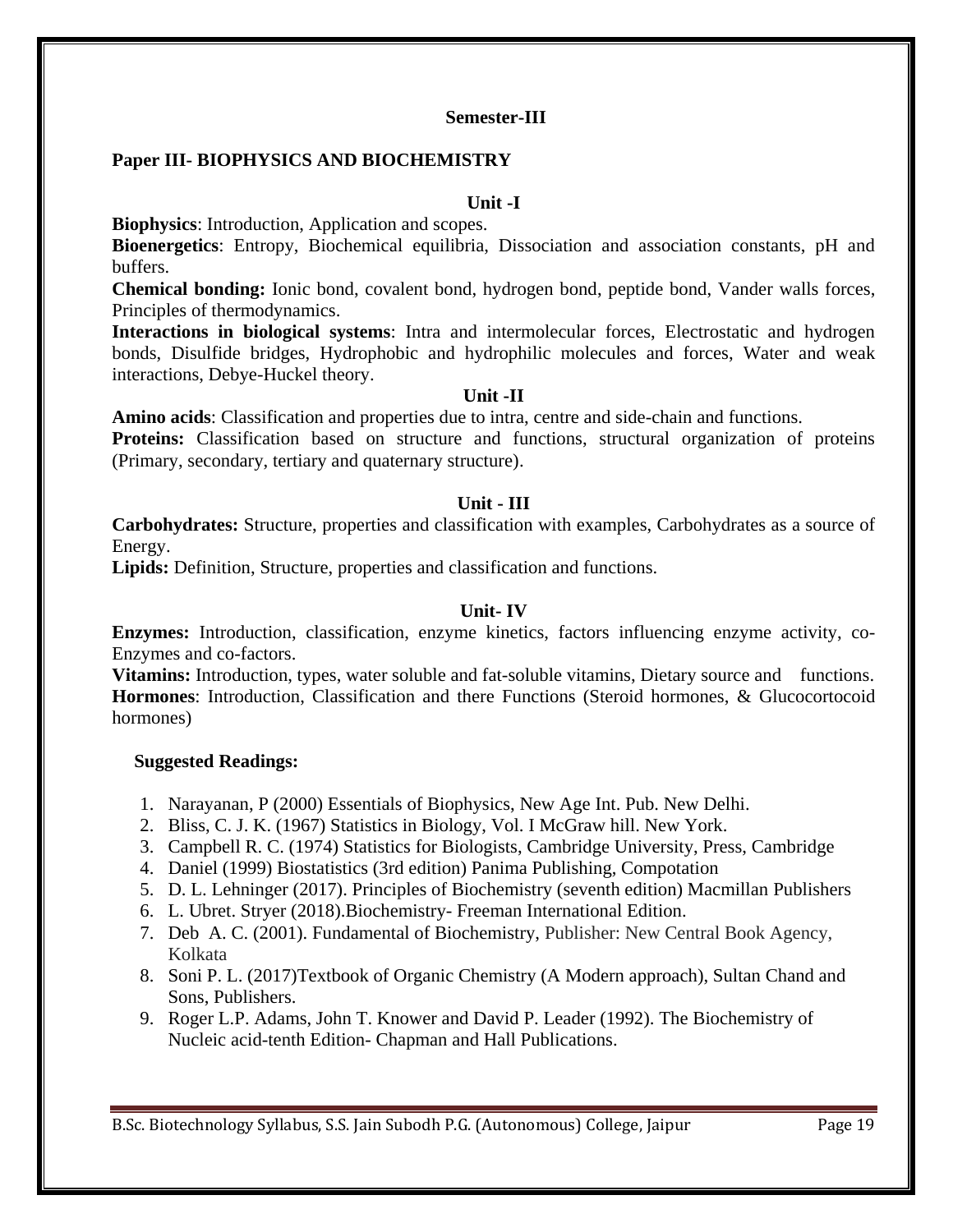**Semester-III**

## Paper III- BIOPHYSICS AND BIOCHEMISTRY

### Unit -I

**Biophysics**: Introduction, Application and scopes.

**Bioenergetics**: Entropy, Biochemical equilibria, Dissociation and association constants, pH and buffers.

**Chemical bonding:** Ionic bond, covalent bond, hydrogen bond, peptide bond, Vander walls forces, Principles of thermodynamics.

**Interactions in biological systems**: Intra and intermolecular forces, Electrostatic and hydrogen bonds, Disulfide bridges, Hydrophobic and hydrophilic molecules and forces, Water and weak interactions, Debye-Huckel theory.

### Unit -II

**Amino acids**: Classification and properties due to intra, centre and side-chain and functions.

**Proteins:** Classification based on structure and functions, structural organization of proteins (Primary, secondary, tertiary and quaternary structure).

### Unit - III

**Carbohydrates:** Structure, properties and classification with examples, Carbohydrates as a source of Energy.

**Lipids:** Definition, Structure, properties and classification and functions.

### Unit- IV

**Enzymes:** Introduction, classification, enzyme kinetics, factors influencing enzyme activity, co-Enzymes and co-factors.

**Vitamins:** Introduction, types, water soluble and fat-soluble vitamins, Dietary source and functions.

**Hormones**: Introduction, Classification and there Functions (Steroid hormones, & Glucocortocoid hormones)

**Suggested Readings:**

1. Narayanan, P (2000) Essentials of Biophysics, New Age Int. Pub. New Delhi.
2. Bliss, C. J. K. (1967) Statistics in Biology, Vol. I McGraw hill. New York.
3. Campbell R. C. (1974) Statistics for Biologists, Cambridge University, Press, Cambridge
4. Daniel (1999) Biostatistics (3rd edition) Panima Publishing, Compotation
5. D. L. Lehninger (2017). Principles of Biochemistry (seventh edition) Macmillan Publishers
6. L. Ubret. Stryer (2018).Biochemistry- Freeman International Edition.
7. Deb A. C. (2001). Fundamental of Biochemistry, Publisher: New Central Book Agency, Kolkata
8. Soni P. L. (2017)Textbook of Organic Chemistry (A Modern approach), Sultan Chand and Sons, Publishers.
9. Roger L.P. Adams, John T. Knower and David P. Leader (1992). The Biochemistry of Nucleic acid-tenth Edition- Chapman and Hall Publications.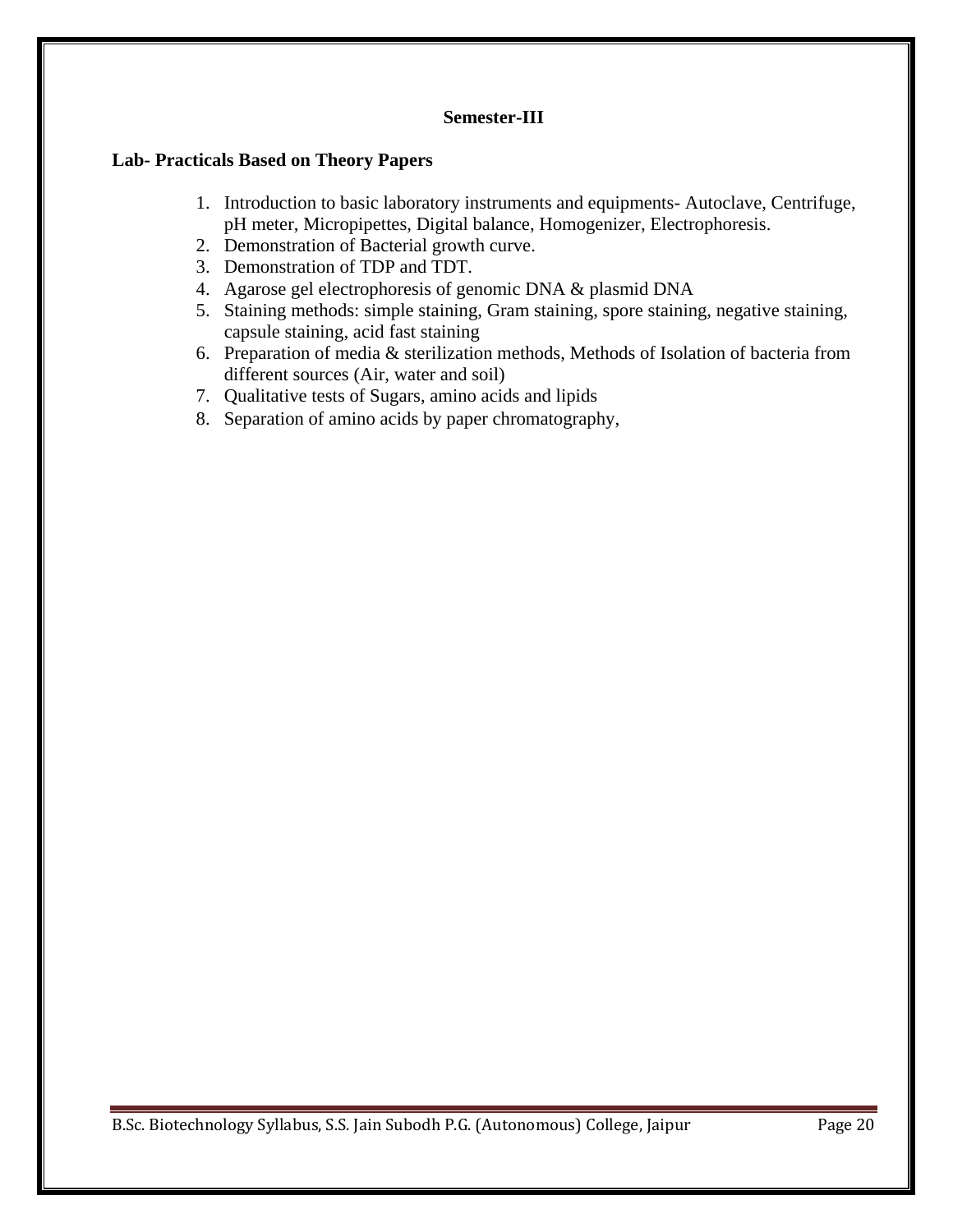## Semester-III

**Lab- Practicals Based on Theory Papers**

1. Introduction to basic laboratory instruments and equipments- Autoclave, Centrifuge, pH meter, Micropipettes, Digital balance, Homogenizer, Electrophoresis.
2. Demonstration of Bacterial growth curve.
3. Demonstration of TDP and TDT.
4. Agarose gel electrophoresis of genomic DNA & plasmid DNA
5. Staining methods: simple staining, Gram staining, spore staining, negative staining, capsule staining, acid fast staining
6. Preparation of media & sterilization methods, Methods of Isolation of bacteria from different sources (Air, water and soil)
7. Qualitative tests of Sugars, amino acids and lipids
8. Separation of amino acids by paper chromatography,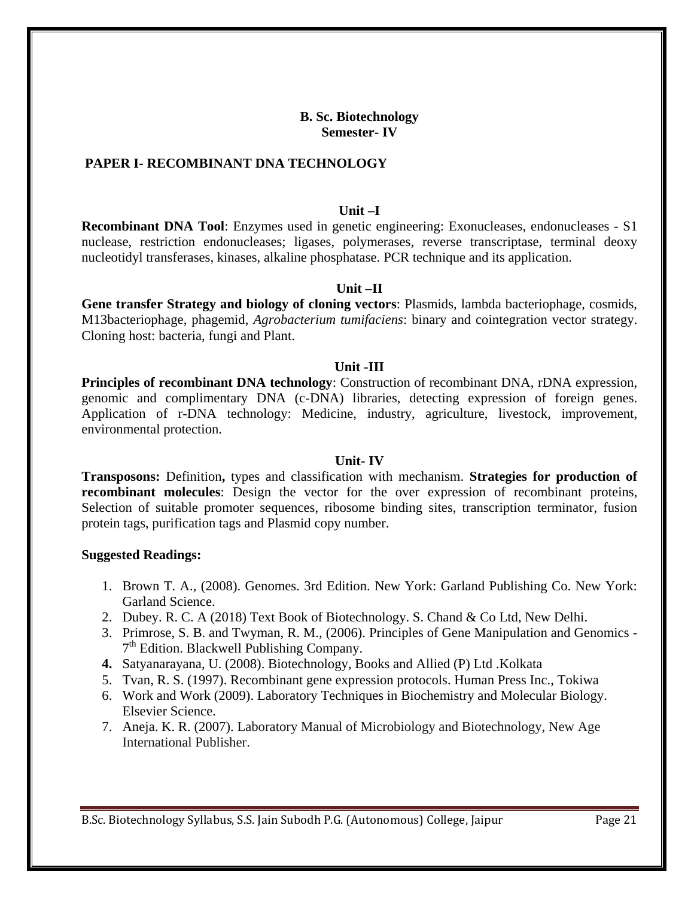**B. Sc. Biotechnology**
**Semester- IV**

## PAPER I- RECOMBINANT DNA TECHNOLOGY

### Unit –I

**Recombinant DNA Tool**: Enzymes used in genetic engineering: Exonucleases, endonucleases - S1 nuclease, restriction endonucleases; ligases, polymerases, reverse transcriptase, terminal deoxy nucleotidyl transferases, kinases, alkaline phosphatase. PCR technique and its application.

### Unit –II

**Gene transfer Strategy and biology of cloning vectors**: Plasmids, lambda bacteriophage, cosmids, M13bacteriophage, phagemid, *Agrobacterium tumifaciens*: binary and cointegration vector strategy. Cloning host: bacteria, fungi and Plant.

### Unit -III

**Principles of recombinant DNA technology**: Construction of recombinant DNA, rDNA expression, genomic and complimentary DNA (c-DNA) libraries, detecting expression of foreign genes. Application of r-DNA technology: Medicine, industry, agriculture, livestock, improvement, environmental protection.

### Unit- IV

**Transposons:** Definition**,** types and classification with mechanism. **Strategies for production of recombinant molecules**: Design the vector for the over expression of recombinant proteins, Selection of suitable promoter sequences, ribosome binding sites, transcription terminator, fusion protein tags, purification tags and Plasmid copy number.

**Suggested Readings:**

1. Brown T. A., (2008). Genomes. 3rd Edition. New York: Garland Publishing Co. New York: Garland Science.
2. Dubey. R. C. A (2018) Text Book of Biotechnology. S. Chand & Co Ltd, New Delhi.
3. Primrose, S. B. and Twyman, R. M., (2006). Principles of Gene Manipulation and Genomics - 7th Edition. Blackwell Publishing Company.
4. Satyanarayana, U. (2008). Biotechnology, Books and Allied (P) Ltd .Kolkata
5. Tvan, R. S. (1997). Recombinant gene expression protocols. Human Press Inc., Tokiwa
6. Work and Work (2009). Laboratory Techniques in Biochemistry and Molecular Biology. Elsevier Science.
7. Aneja. K. R. (2007). Laboratory Manual of Microbiology and Biotechnology, New Age International Publisher.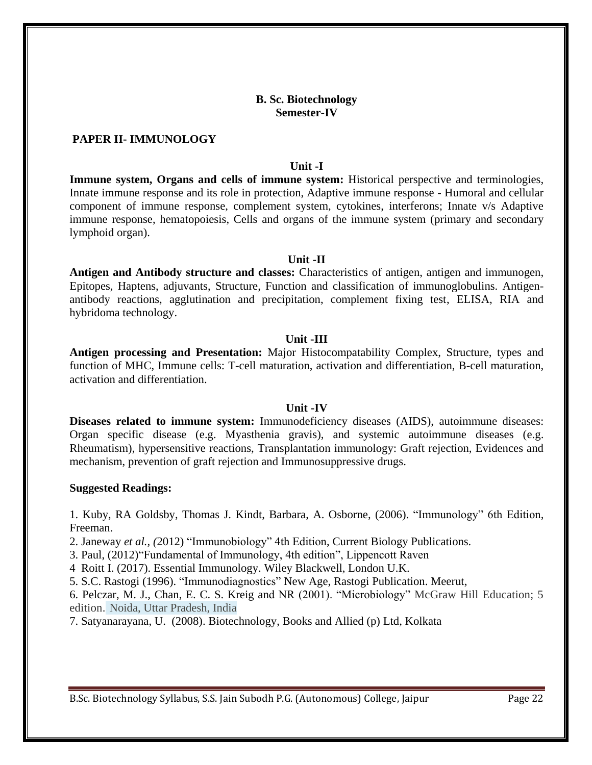**B. Sc. Biotechnology**
**Semester-IV**

**PAPER II- IMMUNOLOGY**

**Unit -I**

**Immune system, Organs and cells of immune system:** Historical perspective and terminologies, Innate immune response and its role in protection, Adaptive immune response - Humoral and cellular component of immune response, complement system, cytokines, interferons; Innate v/s Adaptive immune response, hematopoiesis, Cells and organs of the immune system (primary and secondary lymphoid organ).

**Unit -II**

**Antigen and Antibody structure and classes:** Characteristics of antigen, antigen and immunogen, Epitopes, Haptens, adjuvants, Structure, Function and classification of immunoglobulins. Antigen-antibody reactions, agglutination and precipitation, complement fixing test, ELISA, RIA and hybridoma technology.

**Unit -III**

**Antigen processing and Presentation:** Major Histocompatability Complex, Structure, types and function of MHC, Immune cells: T-cell maturation, activation and differentiation, B-cell maturation, activation and differentiation.

**Unit -IV**

**Diseases related to immune system:** Immunodeficiency diseases (AIDS), autoimmune diseases: Organ specific disease (e.g. Myasthenia gravis), and systemic autoimmune diseases (e.g. Rheumatism), hypersensitive reactions, Transplantation immunology: Graft rejection, Evidences and mechanism, prevention of graft rejection and Immunosuppressive drugs.

**Suggested Readings:**

1. Kuby, RA Goldsby, Thomas J. Kindt, Barbara, A. Osborne, (2006). "Immunology" 6th Edition, Freeman.
2. Janeway *et al., (*2012) "Immunobiology" 4th Edition, Current Biology Publications.
3. Paul, (2012)"Fundamental of Immunology, 4th edition", Lippencott Raven
4. Roitt I. (2017). Essential Immunology. Wiley Blackwell, London U.K.
5. S.C. Rastogi (1996). "Immunodiagnostics" New Age, Rastogi Publication. Meerut,
6. Pelczar, M. J., Chan, E. C. S. Kreig and NR (2001). "Microbiology" McGraw Hill Education; 5 edition. Noida, Uttar Pradesh, India
7. Satyanarayana, U. (2008). Biotechnology, Books and Allied (p) Ltd, Kolkata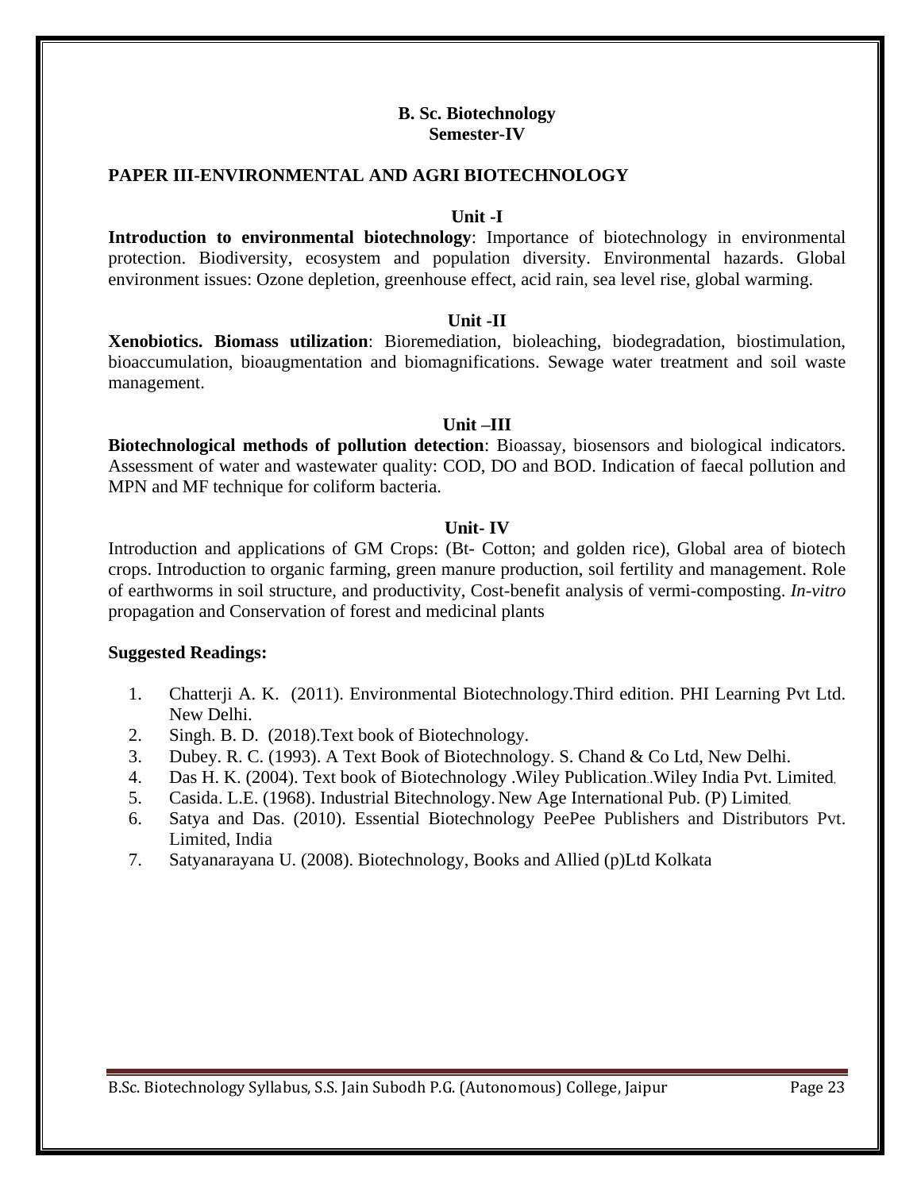# B. Sc. Biotechnology
## Semester-IV

### PAPER III-ENVIRONMENTAL AND AGRI BIOTECHNOLOGY

#### Unit -I

**Introduction to environmental biotechnology**: Importance of biotechnology in environmental protection. Biodiversity, ecosystem and population diversity. Environmental hazards. Global environment issues: Ozone depletion, greenhouse effect, acid rain, sea level rise, global warming.

#### Unit -II

**Xenobiotics. Biomass utilization**: Bioremediation, bioleaching, biodegradation, biostimulation, bioaccumulation, bioaugmentation and biomagnifications. Sewage water treatment and soil waste management.

#### Unit –III

**Biotechnological methods of pollution detection**: Bioassay, biosensors and biological indicators. Assessment of water and wastewater quality: COD, DO and BOD. Indication of faecal pollution and MPN and MF technique for coliform bacteria.

#### Unit- IV

Introduction and applications of GM Crops: (Bt- Cotton; and golden rice), Global area of biotech crops. Introduction to organic farming, green manure production, soil fertility and management. Role of earthworms in soil structure, and productivity, Cost-benefit analysis of vermi-composting. *In-vitro* propagation and Conservation of forest and medicinal plants

**Suggested Readings:**

1. Chatterji A. K. (2011). Environmental Biotechnology.Third edition. PHI Learning Pvt Ltd. New Delhi.
2. Singh. B. D. (2018).Text book of Biotechnology.
3. Dubey. R. C. (1993). A Text Book of Biotechnology. S. Chand & Co Ltd, New Delhi.
4. Das H. K. (2004). Text book of Biotechnology .Wiley Publication..Wiley India Pvt. Limited,
5. Casida. L.E. (1968). Industrial Bitechnology. New Age International Pub. (P) Limited,
6. Satya and Das. (2010). Essential Biotechnology PeePee Publishers and Distributors Pvt. Limited, India
7. Satyanarayana U. (2008). Biotechnology, Books and Allied (p)Ltd Kolkata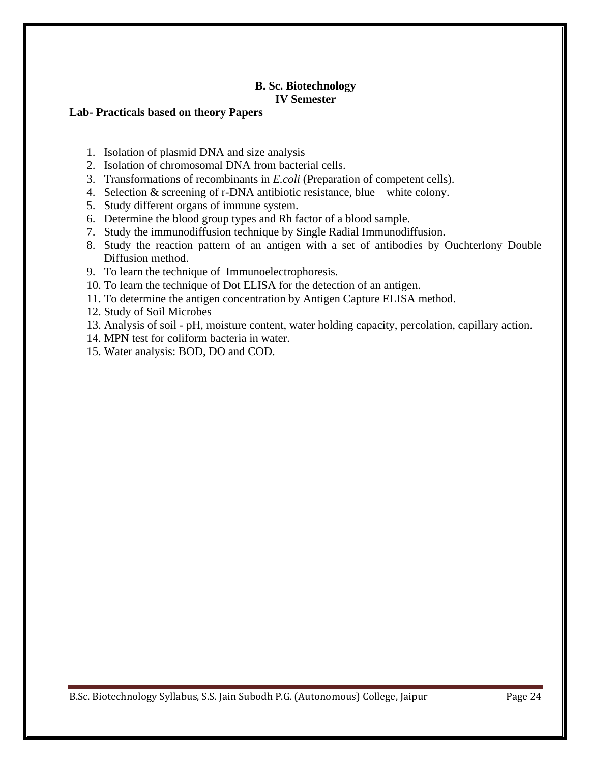## B. Sc. Biotechnology
## IV Semester

**Lab- Practicals based on theory Papers**

1. Isolation of plasmid DNA and size analysis
2. Isolation of chromosomal DNA from bacterial cells.
3. Transformations of recombinants in *E.coli* (Preparation of competent cells).
4. Selection & screening of r-DNA antibiotic resistance, blue – white colony.
5. Study different organs of immune system.
6. Determine the blood group types and Rh factor of a blood sample.
7. Study the immunodiffusion technique by Single Radial Immunodiffusion.
8. Study the reaction pattern of an antigen with a set of antibodies by Ouchterlony Double Diffusion method.
9. To learn the technique of Immunoelectrophoresis.
10. To learn the technique of Dot ELISA for the detection of an antigen.
11. To determine the antigen concentration by Antigen Capture ELISA method.
12. Study of Soil Microbes
13. Analysis of soil - pH, moisture content, water holding capacity, percolation, capillary action.
14. MPN test for coliform bacteria in water.
15. Water analysis: BOD, DO and COD.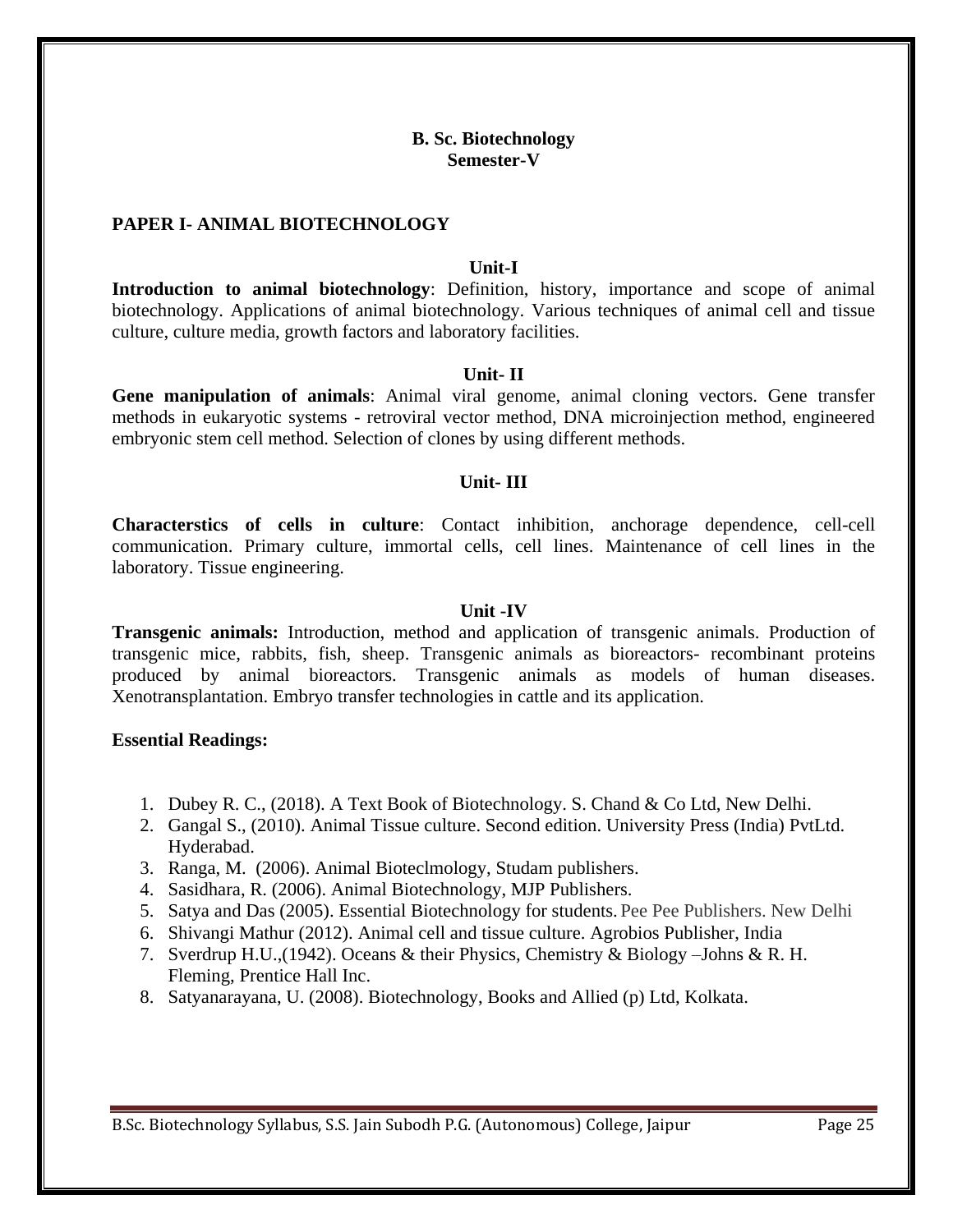**B. Sc. Biotechnology**
**Semester-V**

## PAPER I- ANIMAL BIOTECHNOLOGY

### Unit-I

**Introduction to animal biotechnology**: Definition, history, importance and scope of animal biotechnology. Applications of animal biotechnology. Various techniques of animal cell and tissue culture, culture media, growth factors and laboratory facilities.

### Unit- II

**Gene manipulation of animals**: Animal viral genome, animal cloning vectors. Gene transfer methods in eukaryotic systems - retroviral vector method, DNA microinjection method, engineered embryonic stem cell method. Selection of clones by using different methods.

### Unit- III

**Characterstics of cells in culture**: Contact inhibition, anchorage dependence, cell-cell communication. Primary culture, immortal cells, cell lines. Maintenance of cell lines in the laboratory. Tissue engineering.

### Unit -IV

**Transgenic animals:** Introduction, method and application of transgenic animals. Production of transgenic mice, rabbits, fish, sheep. Transgenic animals as bioreactors- recombinant proteins produced by animal bioreactors. Transgenic animals as models of human diseases. Xenotransplantation. Embryo transfer technologies in cattle and its application.

**Essential Readings:**

1. Dubey R. C., (2018). A Text Book of Biotechnology. S. Chand & Co Ltd, New Delhi.
2. Gangal S., (2010). Animal Tissue culture. Second edition. University Press (India) PvtLtd. Hyderabad.
3. Ranga, M. (2006). Animal Bioteclmology, Studam publishers.
4. Sasidhara, R. (2006). Animal Biotechnology, MJP Publishers.
5. Satya and Das (2005). Essential Biotechnology for students. Pee Pee Publishers. New Delhi
6. Shivangi Mathur (2012). Animal cell and tissue culture. Agrobios Publisher, India
7. Sverdrup H.U.,(1942). Oceans & their Physics, Chemistry & Biology –Johns & R. H. Fleming, Prentice Hall Inc.
8. Satyanarayana, U. (2008). Biotechnology, Books and Allied (p) Ltd, Kolkata.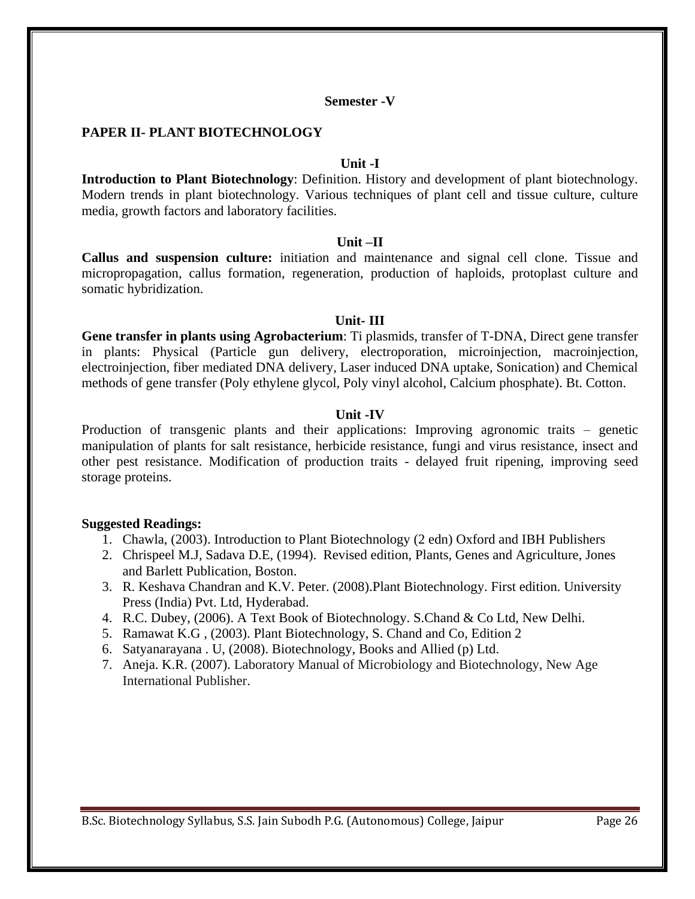**Semester -V**

## PAPER II- PLANT BIOTECHNOLOGY

**Unit -I**

**Introduction to Plant Biotechnology**: Definition. History and development of plant biotechnology. Modern trends in plant biotechnology. Various techniques of plant cell and tissue culture, culture media, growth factors and laboratory facilities.

**Unit –II**

**Callus and suspension culture:** initiation and maintenance and signal cell clone. Tissue and micropropagation, callus formation, regeneration, production of haploids, protoplast culture and somatic hybridization.

**Unit- III**

**Gene transfer in plants using Agrobacterium**: Ti plasmids, transfer of T-DNA, Direct gene transfer in plants: Physical (Particle gun delivery, electroporation, microinjection, macroinjection, electroinjection, fiber mediated DNA delivery, Laser induced DNA uptake, Sonication) and Chemical methods of gene transfer (Poly ethylene glycol, Poly vinyl alcohol, Calcium phosphate). Bt. Cotton.

**Unit -IV**

Production of transgenic plants and their applications: Improving agronomic traits – genetic manipulation of plants for salt resistance, herbicide resistance, fungi and virus resistance, insect and other pest resistance. Modification of production traits - delayed fruit ripening, improving seed storage proteins.

**Suggested Readings:**

1. Chawla, (2003). Introduction to Plant Biotechnology (2 edn) Oxford and IBH Publishers
2. Chrispeel M.J, Sadava D.E, (1994). Revised edition, Plants, Genes and Agriculture, Jones and Barlett Publication, Boston.
3. R. Keshava Chandran and K.V. Peter. (2008).Plant Biotechnology. First edition. University Press (India) Pvt. Ltd, Hyderabad.
4. R.C. Dubey, (2006). A Text Book of Biotechnology. S.Chand & Co Ltd, New Delhi.
5. Ramawat K.G , (2003). Plant Biotechnology, S. Chand and Co, Edition 2
6. Satyanarayana . U, (2008). Biotechnology, Books and Allied (p) Ltd.
7. Aneja. K.R. (2007). Laboratory Manual of Microbiology and Biotechnology, New Age International Publisher.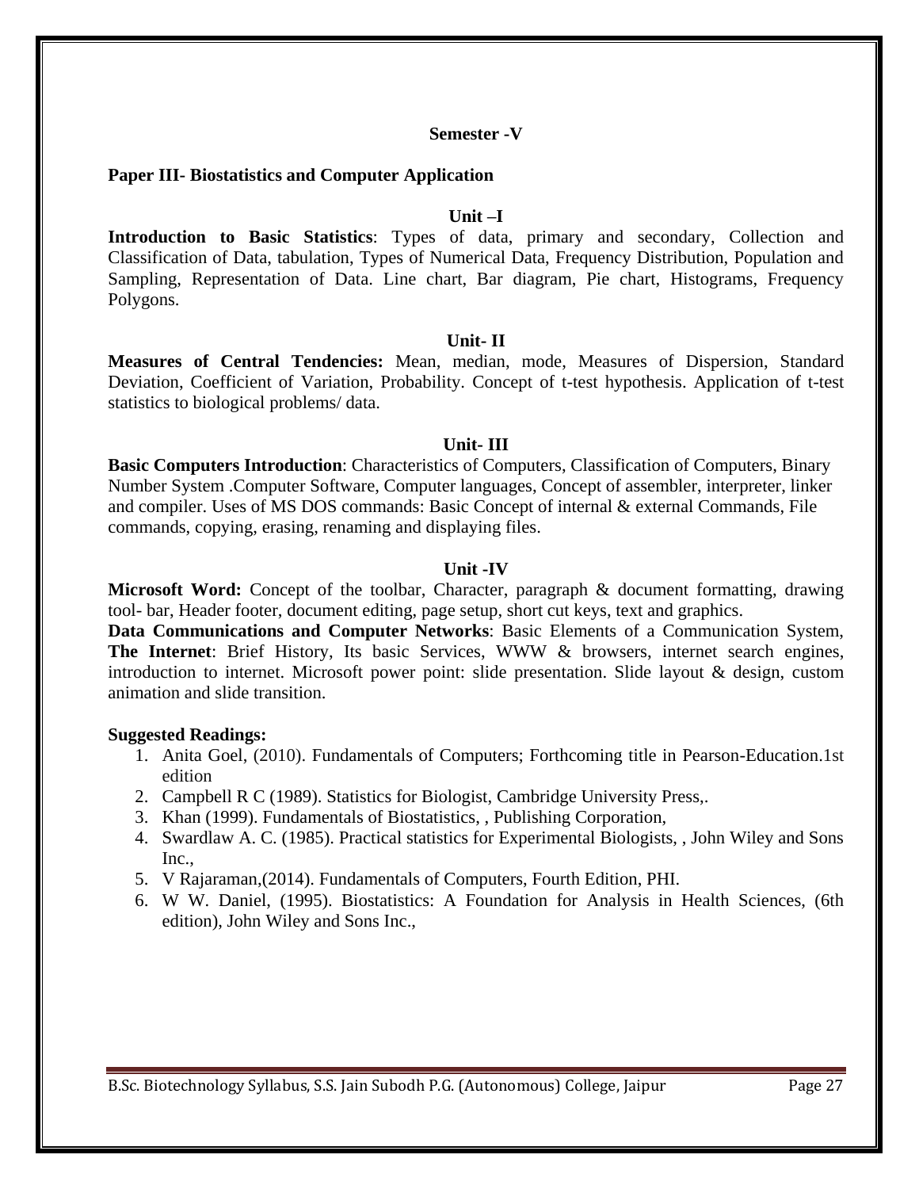## Semester -V

### Paper III- Biostatistics and Computer Application

#### Unit –I

**Introduction to Basic Statistics**: Types of data, primary and secondary, Collection and Classification of Data, tabulation, Types of Numerical Data, Frequency Distribution, Population and Sampling, Representation of Data. Line chart, Bar diagram, Pie chart, Histograms, Frequency Polygons.

#### Unit- II

**Measures of Central Tendencies:** Mean, median, mode, Measures of Dispersion, Standard Deviation, Coefficient of Variation, Probability. Concept of t-test hypothesis. Application of t-test statistics to biological problems/ data.

#### Unit- III

**Basic Computers Introduction**: Characteristics of Computers, Classification of Computers, Binary Number System .Computer Software, Computer languages, Concept of assembler, interpreter, linker and compiler. Uses of MS DOS commands: Basic Concept of internal & external Commands, File commands, copying, erasing, renaming and displaying files.

#### Unit -IV

**Microsoft Word:** Concept of the toolbar, Character, paragraph & document formatting, drawing tool- bar, Header footer, document editing, page setup, short cut keys, text and graphics.

**Data Communications and Computer Networks**: Basic Elements of a Communication System, **The Internet**: Brief History, Its basic Services, WWW & browsers, internet search engines, introduction to internet. Microsoft power point: slide presentation. Slide layout & design, custom animation and slide transition.

**Suggested Readings:**

1. Anita Goel, (2010). Fundamentals of Computers; Forthcoming title in Pearson-Education.1st edition
2. Campbell R C (1989). Statistics for Biologist, Cambridge University Press,.
3. Khan (1999). Fundamentals of Biostatistics, , Publishing Corporation,
4. Swardlaw A. C. (1985). Practical statistics for Experimental Biologists, , John Wiley and Sons Inc.,
5. V Rajaraman,(2014). Fundamentals of Computers, Fourth Edition, PHI.
6. W W. Daniel, (1995). Biostatistics: A Foundation for Analysis in Health Sciences, (6th edition), John Wiley and Sons Inc.,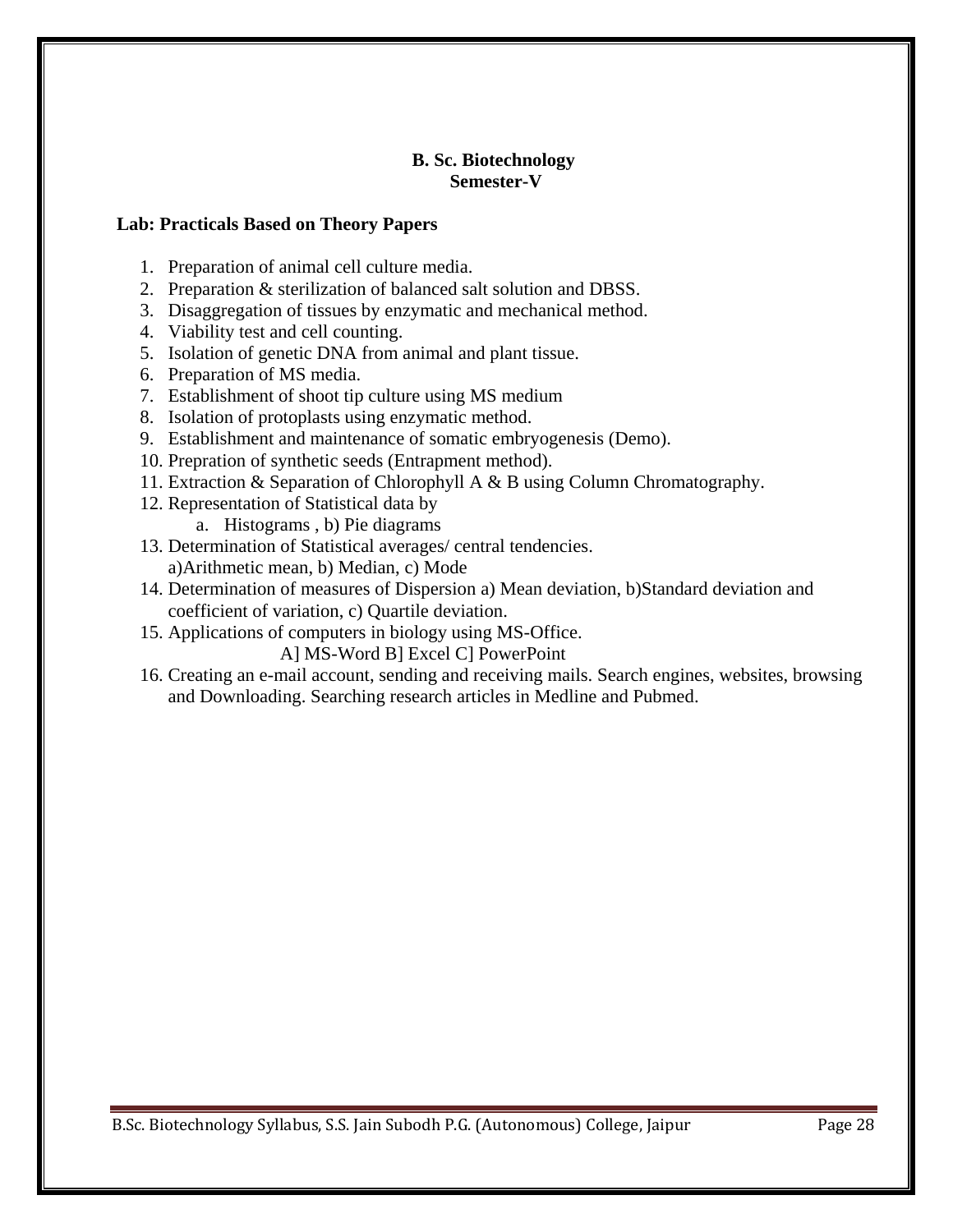**B. Sc. Biotechnology**
**Semester-V**

**Lab: Practicals Based on Theory Papers**

1. Preparation of animal cell culture media.
2. Preparation & sterilization of balanced salt solution and DBSS.
3. Disaggregation of tissues by enzymatic and mechanical method.
4. Viability test and cell counting.
5. Isolation of genetic DNA from animal and plant tissue.
6. Preparation of MS media.
7. Establishment of shoot tip culture using MS medium
8. Isolation of protoplasts using enzymatic method.
9. Establishment and maintenance of somatic embryogenesis (Demo).
10. Prepration of synthetic seeds (Entrapment method).
11. Extraction & Separation of Chlorophyll A & B using Column Chromatography.
12. Representation of Statistical data by
    a. Histograms , b) Pie diagrams
13. Determination of Statistical averages/ central tendencies.
    a)Arithmetic mean, b) Median, c) Mode
14. Determination of measures of Dispersion a) Mean deviation, b)Standard deviation and coefficient of variation, c) Quartile deviation.
15. Applications of computers in biology using MS-Office.
    A] MS-Word B] Excel C] PowerPoint
16. Creating an e-mail account, sending and receiving mails. Search engines, websites, browsing and Downloading. Searching research articles in Medline and Pubmed.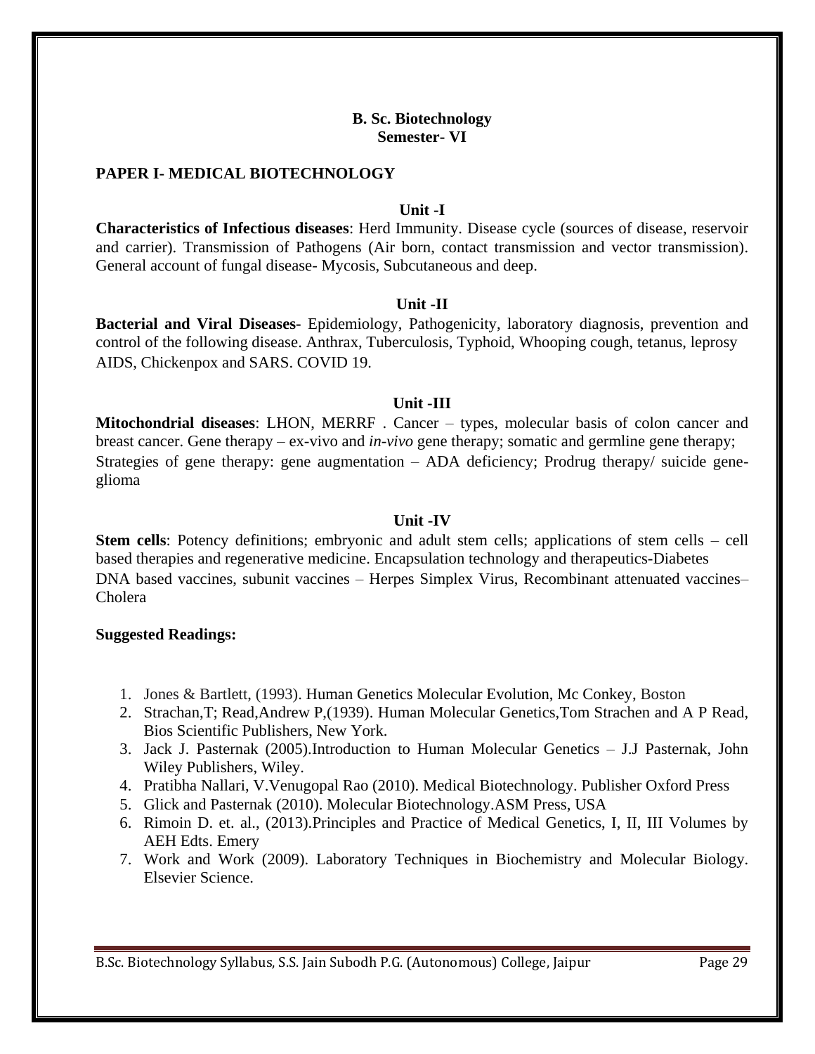**B. Sc. Biotechnology**
**Semester- VI**

## PAPER I- MEDICAL BIOTECHNOLOGY

### Unit -I

**Characteristics of Infectious diseases**: Herd Immunity. Disease cycle (sources of disease, reservoir and carrier). Transmission of Pathogens (Air born, contact transmission and vector transmission). General account of fungal disease- Mycosis, Subcutaneous and deep.

### Unit -II

**Bacterial and Viral Diseases-** Epidemiology, Pathogenicity, laboratory diagnosis, prevention and control of the following disease. Anthrax, Tuberculosis, Typhoid, Whooping cough, tetanus, leprosy AIDS, Chickenpox and SARS. COVID 19.

### Unit -III

**Mitochondrial diseases**: LHON, MERRF . Cancer – types, molecular basis of colon cancer and breast cancer. Gene therapy – ex-vivo and *in-vivo* gene therapy; somatic and germline gene therapy; Strategies of gene therapy: gene augmentation – ADA deficiency; Prodrug therapy/ suicide gene-glioma

### Unit -IV

**Stem cells**: Potency definitions; embryonic and adult stem cells; applications of stem cells – cell based therapies and regenerative medicine. Encapsulation technology and therapeutics-Diabetes DNA based vaccines, subunit vaccines – Herpes Simplex Virus, Recombinant attenuated vaccines– Cholera

**Suggested Readings:**

1. Jones & Bartlett, (1993). Human Genetics Molecular Evolution, Mc Conkey, Boston
2. Strachan,T; Read,Andrew P,(1939). Human Molecular Genetics,Tom Strachen and A P Read, Bios Scientific Publishers, New York.
3. Jack J. Pasternak (2005).Introduction to Human Molecular Genetics – J.J Pasternak, John Wiley Publishers, Wiley.
4. Pratibha Nallari, V.Venugopal Rao (2010). Medical Biotechnology. Publisher Oxford Press
5. Glick and Pasternak (2010). Molecular Biotechnology.ASM Press, USA
6. Rimoin D. et. al., (2013).Principles and Practice of Medical Genetics, I, II, III Volumes by AEH Edts. Emery
7. Work and Work (2009). Laboratory Techniques in Biochemistry and Molecular Biology. Elsevier Science.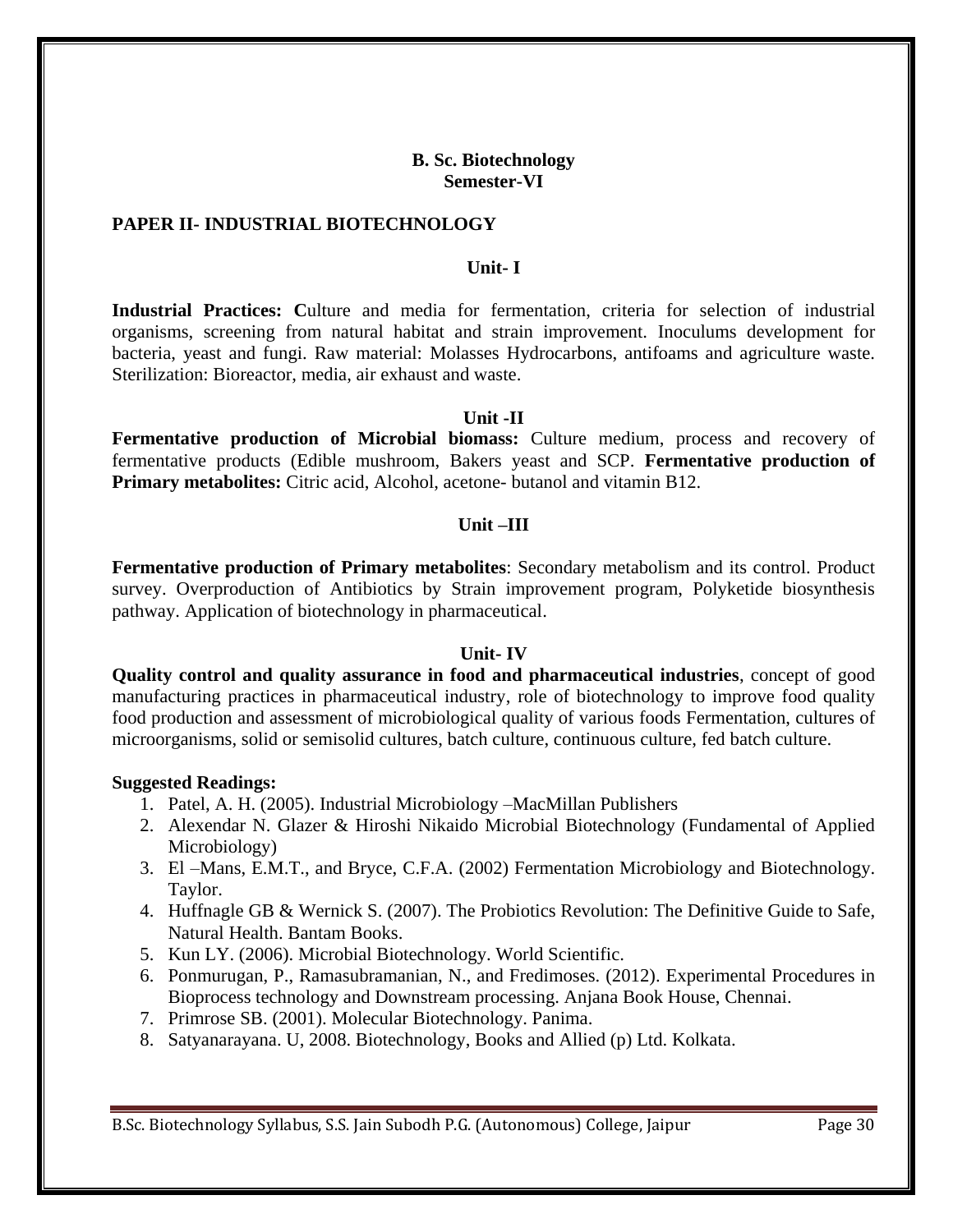## B. Sc. Biotechnology
## Semester-VI

### PAPER II- INDUSTRIAL BIOTECHNOLOGY

#### Unit- I

**Industrial Practices: C**ulture and media for fermentation, criteria for selection of industrial organisms, screening from natural habitat and strain improvement. Inoculums development for bacteria, yeast and fungi. Raw material: Molasses Hydrocarbons, antifoams and agriculture waste. Sterilization: Bioreactor, media, air exhaust and waste.

#### Unit -II

**Fermentative production of Microbial biomass:** Culture medium, process and recovery of fermentative products (Edible mushroom, Bakers yeast and SCP. **Fermentative production of Primary metabolites:** Citric acid, Alcohol, acetone- butanol and vitamin B12.

#### Unit –III

**Fermentative production of Primary metabolites**: Secondary metabolism and its control. Product survey. Overproduction of Antibiotics by Strain improvement program, Polyketide biosynthesis pathway. Application of biotechnology in pharmaceutical.

#### Unit- IV

**Quality control and quality assurance in food and pharmaceutical industries**, concept of good manufacturing practices in pharmaceutical industry, role of biotechnology to improve food quality food production and assessment of microbiological quality of various foods Fermentation, cultures of microorganisms, solid or semisolid cultures, batch culture, continuous culture, fed batch culture.

**Suggested Readings:**

1. Patel, A. H. (2005). Industrial Microbiology –MacMillan Publishers
2. Alexendar N. Glazer & Hiroshi Nikaido Microbial Biotechnology (Fundamental of Applied Microbiology)
3. El –Mans, E.M.T., and Bryce, C.F.A. (2002) Fermentation Microbiology and Biotechnology. Taylor.
4. Huffnagle GB & Wernick S. (2007). The Probiotics Revolution: The Definitive Guide to Safe, Natural Health. Bantam Books.
5. Kun LY. (2006). Microbial Biotechnology. World Scientific.
6. Ponmurugan, P., Ramasubramanian, N., and Fredimoses. (2012). Experimental Procedures in Bioprocess technology and Downstream processing. Anjana Book House, Chennai.
7. Primrose SB. (2001). Molecular Biotechnology. Panima.
8. Satyanarayana. U, 2008. Biotechnology, Books and Allied (p) Ltd. Kolkata.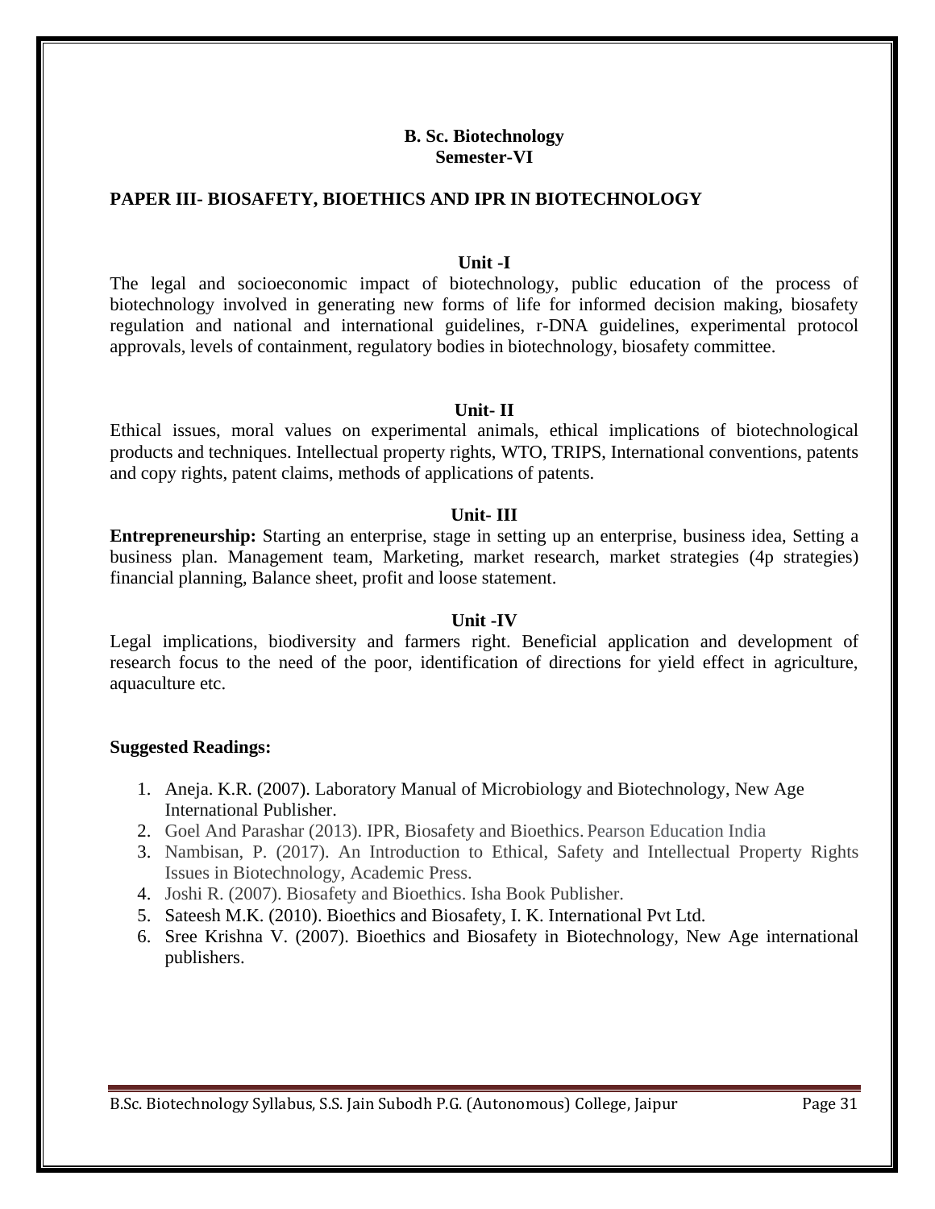**B. Sc. Biotechnology**
**Semester-VI**

## PAPER III- BIOSAFETY, BIOETHICS AND IPR IN BIOTECHNOLOGY

### Unit -I

The legal and socioeconomic impact of biotechnology, public education of the process of biotechnology involved in generating new forms of life for informed decision making, biosafety regulation and national and international guidelines, r-DNA guidelines, experimental protocol approvals, levels of containment, regulatory bodies in biotechnology, biosafety committee.

### Unit- II

Ethical issues, moral values on experimental animals, ethical implications of biotechnological products and techniques. Intellectual property rights, WTO, TRIPS, International conventions, patents and copy rights, patent claims, methods of applications of patents.

### Unit- III

**Entrepreneurship:** Starting an enterprise, stage in setting up an enterprise, business idea, Setting a business plan. Management team, Marketing, market research, market strategies (4p strategies) financial planning, Balance sheet, profit and loose statement.

### Unit -IV

Legal implications, biodiversity and farmers right. Beneficial application and development of research focus to the need of the poor, identification of directions for yield effect in agriculture, aquaculture etc.

**Suggested Readings:**

1. Aneja. K.R. (2007). Laboratory Manual of Microbiology and Biotechnology, New Age International Publisher.
2. Goel And Parashar (2013). IPR, Biosafety and Bioethics. Pearson Education India
3. Nambisan, P. (2017). An Introduction to Ethical, Safety and Intellectual Property Rights Issues in Biotechnology, Academic Press.
4. Joshi R. (2007). Biosafety and Bioethics. Isha Book Publisher.
5. Sateesh M.K. (2010). Bioethics and Biosafety, I. K. International Pvt Ltd.
6. Sree Krishna V. (2007). Bioethics and Biosafety in Biotechnology, New Age international publishers.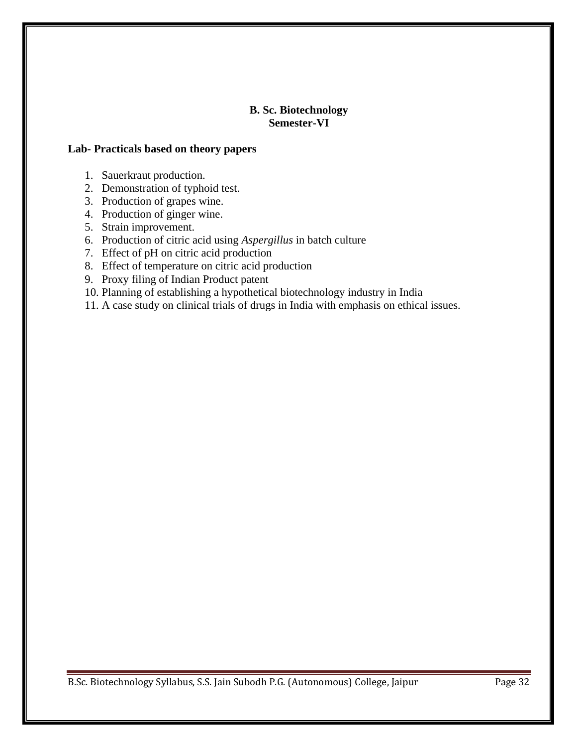**B. Sc. Biotechnology**
**Semester-VI**

**Lab- Practicals based on theory papers**

1. Sauerkraut production.
2. Demonstration of typhoid test.
3. Production of grapes wine.
4. Production of ginger wine.
5. Strain improvement.
6. Production of citric acid using *Aspergillus* in batch culture
7. Effect of pH on citric acid production
8. Effect of temperature on citric acid production
9. Proxy filing of Indian Product patent
10. Planning of establishing a hypothetical biotechnology industry in India
11. A case study on clinical trials of drugs in India with emphasis on ethical issues.